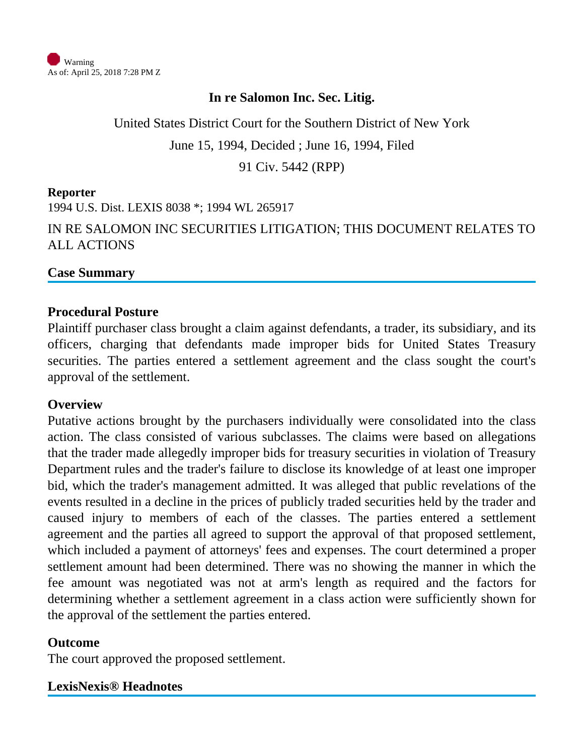Warning
As of: April 25, 2018 7:28 PM Z

# In re Salomon Inc. Sec. Litig.

United States District Court for the Southern District of New York

June 15, 1994, Decided ; June 16, 1994, Filed

91 Civ. 5442 (RPP)

**Reporter**

1994 U.S. Dist. LEXIS 8038 *; 1994 WL 265917

IN RE SALOMON INC SECURITIES LITIGATION; THIS DOCUMENT RELATES TO ALL ACTIONS

## Case Summary

### Procedural Posture

Plaintiff purchaser class brought a claim against defendants, a trader, its subsidiary, and its officers, charging that defendants made improper bids for United States Treasury securities. The parties entered a settlement agreement and the class sought the court's approval of the settlement.

### Overview

Putative actions brought by the purchasers individually were consolidated into the class action. The class consisted of various subclasses. The claims were based on allegations that the trader made allegedly improper bids for treasury securities in violation of Treasury Department rules and the trader's failure to disclose its knowledge of at least one improper bid, which the trader's management admitted. It was alleged that public revelations of the events resulted in a decline in the prices of publicly traded securities held by the trader and caused injury to members of each of the classes. The parties entered a settlement agreement and the parties all agreed to support the approval of that proposed settlement, which included a payment of attorneys' fees and expenses. The court determined a proper settlement amount had been determined. There was no showing the manner in which the fee amount was negotiated was not at arm's length as required and the factors for determining whether a settlement agreement in a class action were sufficiently shown for the approval of the settlement the parties entered.

### Outcome

The court approved the proposed settlement.

## LexisNexis® Headnotes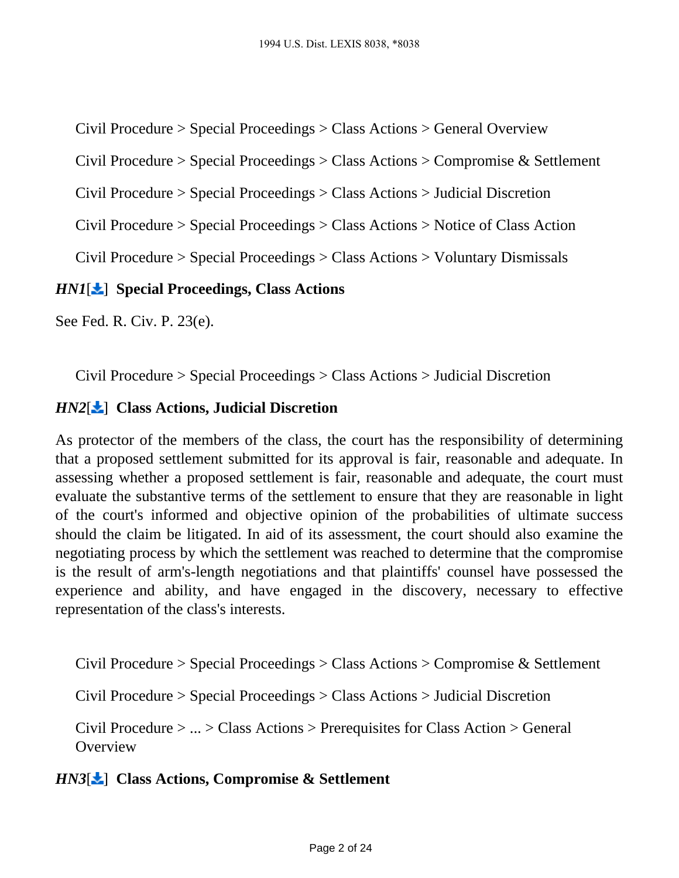Civil Procedure > Special Proceedings > Class Actions > General Overview

Civil Procedure > Special Proceedings > Class Actions > Compromise & Settlement

Civil Procedure > Special Proceedings > Class Actions > Judicial Discretion

Civil Procedure > Special Proceedings > Class Actions > Notice of Class Action

Civil Procedure > Special Proceedings > Class Actions > Voluntary Dismissals

### *HN1*[] Special Proceedings, Class Actions

See Fed. R. Civ. P. 23(e).

Civil Procedure > Special Proceedings > Class Actions > Judicial Discretion

### *HN2*[] Class Actions, Judicial Discretion

As protector of the members of the class, the court has the responsibility of determining that a proposed settlement submitted for its approval is fair, reasonable and adequate. In assessing whether a proposed settlement is fair, reasonable and adequate, the court must evaluate the substantive terms of the settlement to ensure that they are reasonable in light of the court's informed and objective opinion of the probabilities of ultimate success should the claim be litigated. In aid of its assessment, the court should also examine the negotiating process by which the settlement was reached to determine that the compromise is the result of arm's-length negotiations and that plaintiffs' counsel have possessed the experience and ability, and have engaged in the discovery, necessary to effective representation of the class's interests.

Civil Procedure > Special Proceedings > Class Actions > Compromise & Settlement

Civil Procedure > Special Proceedings > Class Actions > Judicial Discretion

Civil Procedure > ... > Class Actions > Prerequisites for Class Action > General Overview

### *HN3*[] Class Actions, Compromise & Settlement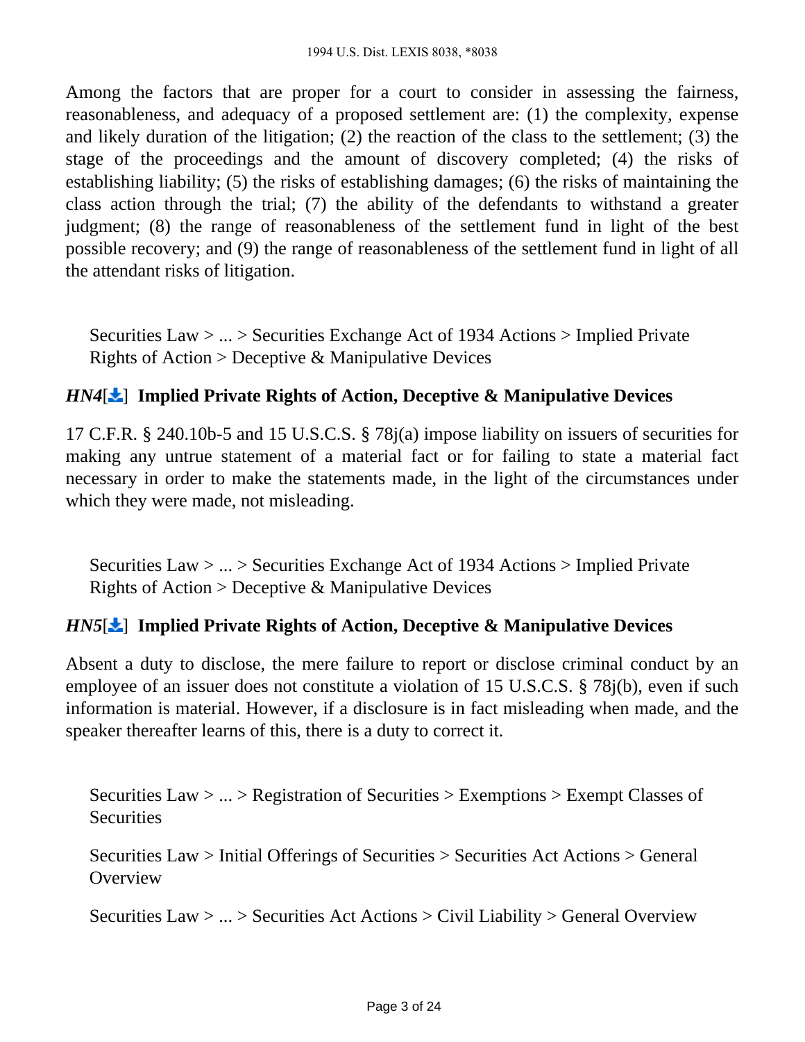Among the factors that are proper for a court to consider in assessing the fairness, reasonableness, and adequacy of a proposed settlement are: (1) the complexity, expense and likely duration of the litigation; (2) the reaction of the class to the settlement; (3) the stage of the proceedings and the amount of discovery completed; (4) the risks of establishing liability; (5) the risks of establishing damages; (6) the risks of maintaining the class action through the trial; (7) the ability of the defendants to withstand a greater judgment; (8) the range of reasonableness of the settlement fund in light of the best possible recovery; and (9) the range of reasonableness of the settlement fund in light of all the attendant risks of litigation.

Securities Law > ... > Securities Exchange Act of 1934 Actions > Implied Private Rights of Action > Deceptive & Manipulative Devices

### *HN4*[] Implied Private Rights of Action, Deceptive & Manipulative Devices

17 C.F.R. § 240.10b-5 and 15 U.S.C.S. § 78j(a) impose liability on issuers of securities for making any untrue statement of a material fact or for failing to state a material fact necessary in order to make the statements made, in the light of the circumstances under which they were made, not misleading.

Securities Law > ... > Securities Exchange Act of 1934 Actions > Implied Private Rights of Action > Deceptive & Manipulative Devices

### *HN5*[] Implied Private Rights of Action, Deceptive & Manipulative Devices

Absent a duty to disclose, the mere failure to report or disclose criminal conduct by an employee of an issuer does not constitute a violation of 15 U.S.C.S. § 78j(b), even if such information is material. However, if a disclosure is in fact misleading when made, and the speaker thereafter learns of this, there is a duty to correct it.

Securities Law > ... > Registration of Securities > Exemptions > Exempt Classes of Securities

Securities Law > Initial Offerings of Securities > Securities Act Actions > General Overview

Securities Law > ... > Securities Act Actions > Civil Liability > General Overview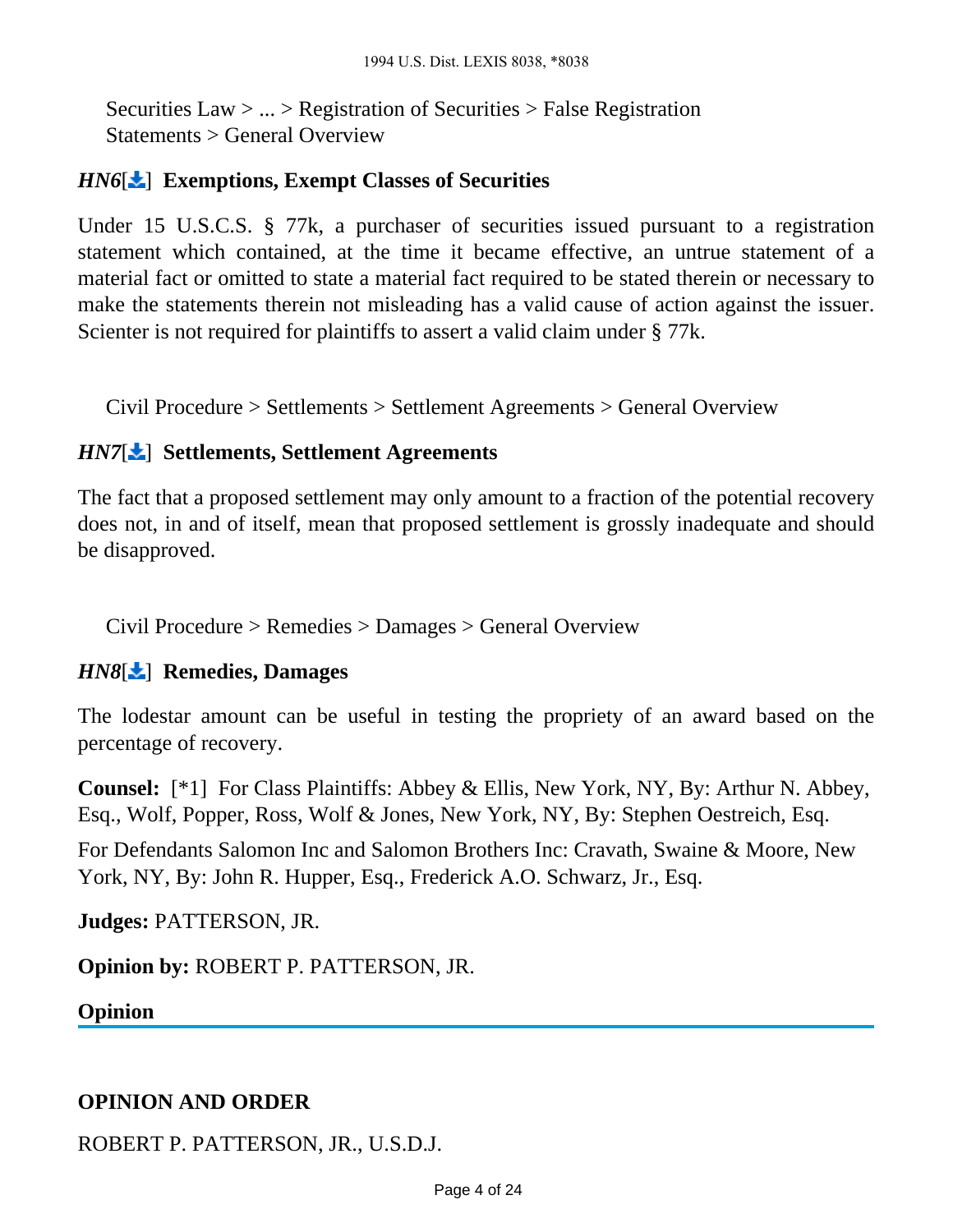Securities Law > ... > Registration of Securities > False Registration Statements > General Overview

### *HN6*[] Exemptions, Exempt Classes of Securities

Under 15 U.S.C.S. § 77k, a purchaser of securities issued pursuant to a registration statement which contained, at the time it became effective, an untrue statement of a material fact or omitted to state a material fact required to be stated therein or necessary to make the statements therein not misleading has a valid cause of action against the issuer. Scienter is not required for plaintiffs to assert a valid claim under § 77k.

Civil Procedure > Settlements > Settlement Agreements > General Overview

### *HN7*[] Settlements, Settlement Agreements

The fact that a proposed settlement may only amount to a fraction of the potential recovery does not, in and of itself, mean that proposed settlement is grossly inadequate and should be disapproved.

Civil Procedure > Remedies > Damages > General Overview

### *HN8*[] Remedies, Damages

The lodestar amount can be useful in testing the propriety of an award based on the percentage of recovery.

**Counsel:** [*1] For Class Plaintiffs: Abbey & Ellis, New York, NY, By: Arthur N. Abbey, Esq., Wolf, Popper, Ross, Wolf & Jones, New York, NY, By: Stephen Oestreich, Esq.

For Defendants Salomon Inc and Salomon Brothers Inc: Cravath, Swaine & Moore, New York, NY, By: John R. Hupper, Esq., Frederick A.O. Schwarz, Jr., Esq.

**Judges:** PATTERSON, JR.

**Opinion by:** ROBERT P. PATTERSON, JR.

## Opinion

### OPINION AND ORDER

ROBERT P. PATTERSON, JR., U.S.D.J.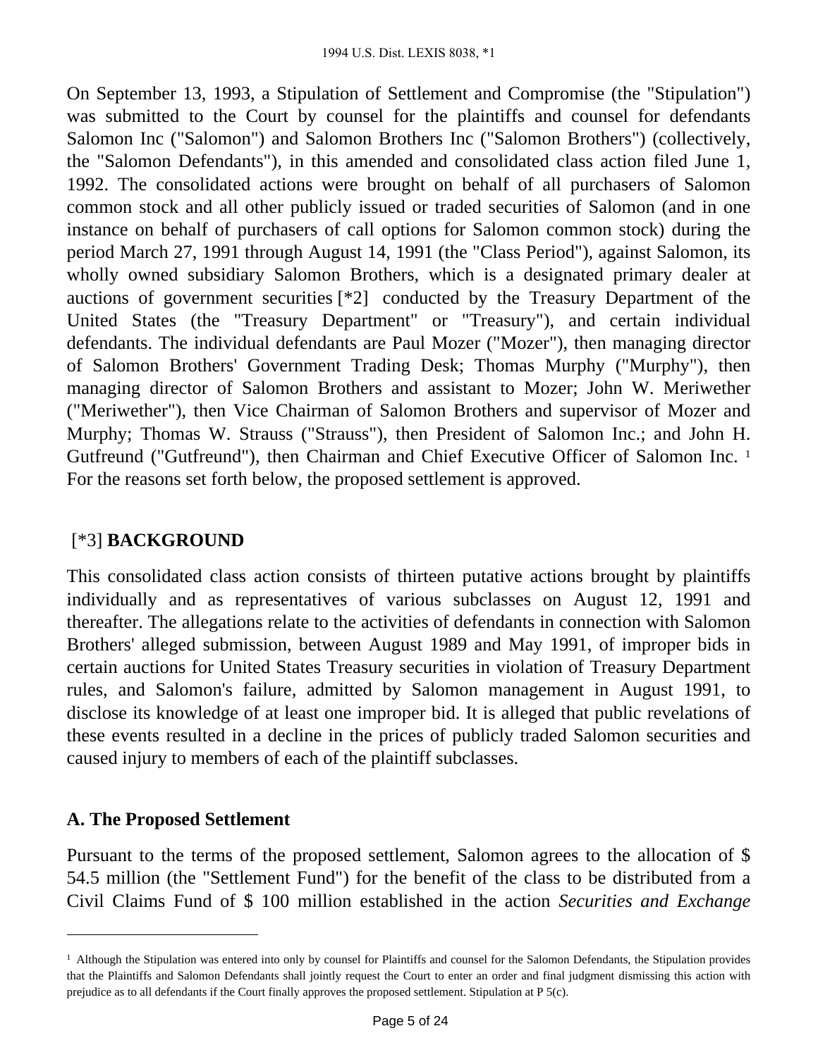On September 13, 1993, a Stipulation of Settlement and Compromise (the "Stipulation") was submitted to the Court by counsel for the plaintiffs and counsel for defendants Salomon Inc ("Salomon") and Salomon Brothers Inc ("Salomon Brothers") (collectively, the "Salomon Defendants"), in this amended and consolidated class action filed June 1, 1992. The consolidated actions were brought on behalf of all purchasers of Salomon common stock and all other publicly issued or traded securities of Salomon (and in one instance on behalf of purchasers of call options for Salomon common stock) during the period March 27, 1991 through August 14, 1991 (the "Class Period"), against Salomon, its wholly owned subsidiary Salomon Brothers, which is a designated primary dealer at auctions of government securities [*2] conducted by the Treasury Department of the United States (the "Treasury Department" or "Treasury"), and certain individual defendants. The individual defendants are Paul Mozer ("Mozer"), then managing director of Salomon Brothers' Government Trading Desk; Thomas Murphy ("Murphy"), then managing director of Salomon Brothers and assistant to Mozer; John W. Meriwether ("Meriwether"), then Vice Chairman of Salomon Brothers and supervisor of Mozer and Murphy; Thomas W. Strauss ("Strauss"), then President of Salomon Inc.; and John H. Gutfreund ("Gutfreund"), then Chairman and Chief Executive Officer of Salomon Inc. [1] For the reasons set forth below, the proposed settlement is approved.

## [*3] BACKGROUND

This consolidated class action consists of thirteen putative actions brought by plaintiffs individually and as representatives of various subclasses on August 12, 1991 and thereafter. The allegations relate to the activities of defendants in connection with Salomon Brothers' alleged submission, between August 1989 and May 1991, of improper bids in certain auctions for United States Treasury securities in violation of Treasury Department rules, and Salomon's failure, admitted by Salomon management in August 1991, to disclose its knowledge of at least one improper bid. It is alleged that public revelations of these events resulted in a decline in the prices of publicly traded Salomon securities and caused injury to members of each of the plaintiff subclasses.

### A. The Proposed Settlement

Pursuant to the terms of the proposed settlement, Salomon agrees to the allocation of $ 54.5 million (the "Settlement Fund") for the benefit of the class to be distributed from a Civil Claims Fund of $ 100 million established in the action *Securities and Exchange*

---

[1] Although the Stipulation was entered into only by counsel for Plaintiffs and counsel for the Salomon Defendants, the Stipulation provides that the Plaintiffs and Salomon Defendants shall jointly request the Court to enter an order and final judgment dismissing this action with prejudice as to all defendants if the Court finally approves the proposed settlement. Stipulation at P 5(c).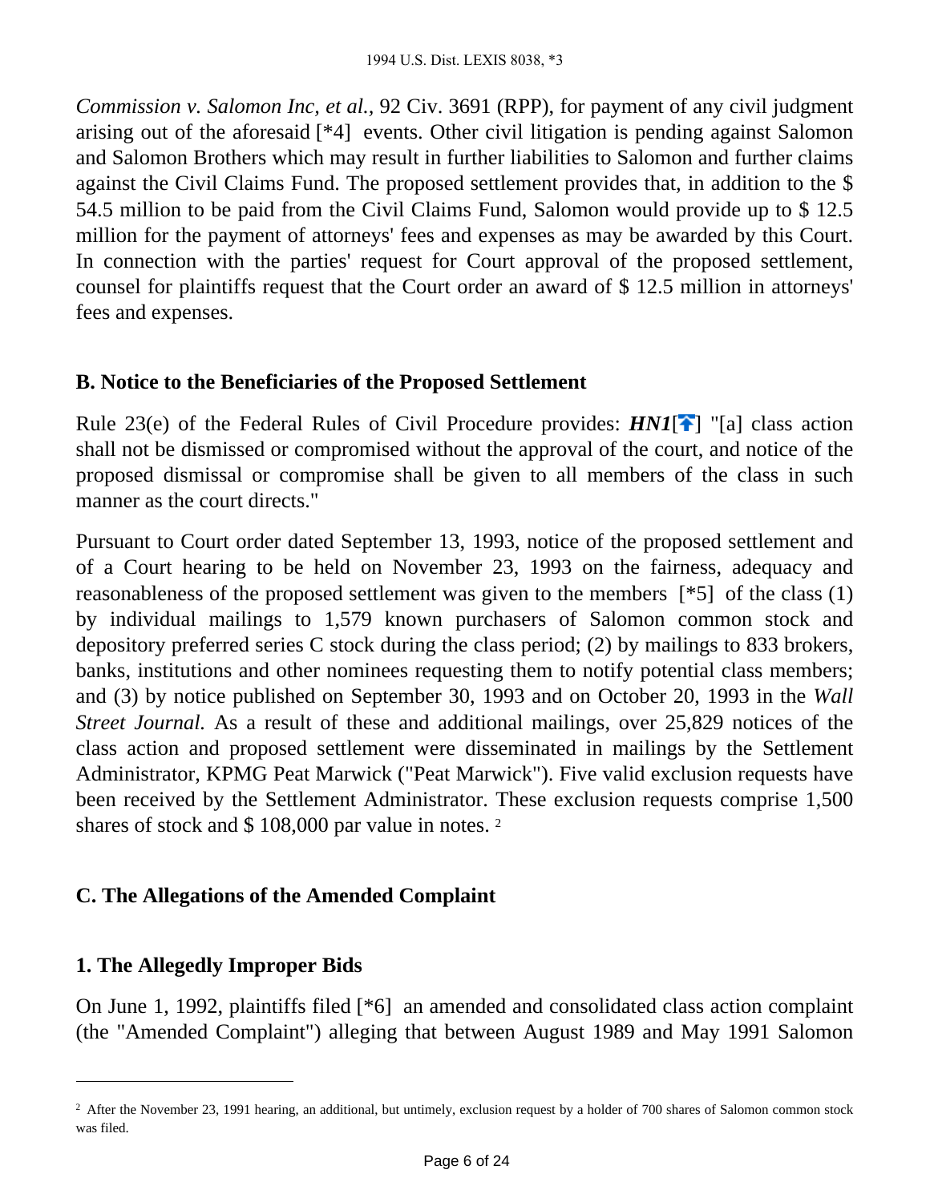*Commission v. Salomon Inc, et al.,* 92 Civ. 3691 (RPP), for payment of any civil judgment arising out of the aforesaid [*4] events. Other civil litigation is pending against Salomon and Salomon Brothers which may result in further liabilities to Salomon and further claims against the Civil Claims Fund. The proposed settlement provides that, in addition to the $ 54.5 million to be paid from the Civil Claims Fund, Salomon would provide up to $ 12.5 million for the payment of attorneys' fees and expenses as may be awarded by this Court. In connection with the parties' request for Court approval of the proposed settlement, counsel for plaintiffs request that the Court order an award of $ 12.5 million in attorneys' fees and expenses.

### B. Notice to the Beneficiaries of the Proposed Settlement

Rule 23(e) of the Federal Rules of Civil Procedure provides: ***HN1***[] "[a] class action shall not be dismissed or compromised without the approval of the court, and notice of the proposed dismissal or compromise shall be given to all members of the class in such manner as the court directs."

Pursuant to Court order dated September 13, 1993, notice of the proposed settlement and of a Court hearing to be held on November 23, 1993 on the fairness, adequacy and reasonableness of the proposed settlement was given to the members [*5] of the class (1) by individual mailings to 1,579 known purchasers of Salomon common stock and depository preferred series C stock during the class period; (2) by mailings to 833 brokers, banks, institutions and other nominees requesting them to notify potential class members; and (3) by notice published on September 30, 1993 and on October 20, 1993 in the *Wall Street Journal.* As a result of these and additional mailings, over 25,829 notices of the class action and proposed settlement were disseminated in mailings by the Settlement Administrator, KPMG Peat Marwick ("Peat Marwick"). Five valid exclusion requests have been received by the Settlement Administrator. These exclusion requests comprise 1,500 shares of stock and $ 108,000 par value in notes. [2]

### C. The Allegations of the Amended Complaint

#### 1. The Allegedly Improper Bids

On June 1, 1992, plaintiffs filed [*6] an amended and consolidated class action complaint (the "Amended Complaint") alleging that between August 1989 and May 1991 Salomon

---

[2] After the November 23, 1991 hearing, an additional, but untimely, exclusion request by a holder of 700 shares of Salomon common stock was filed.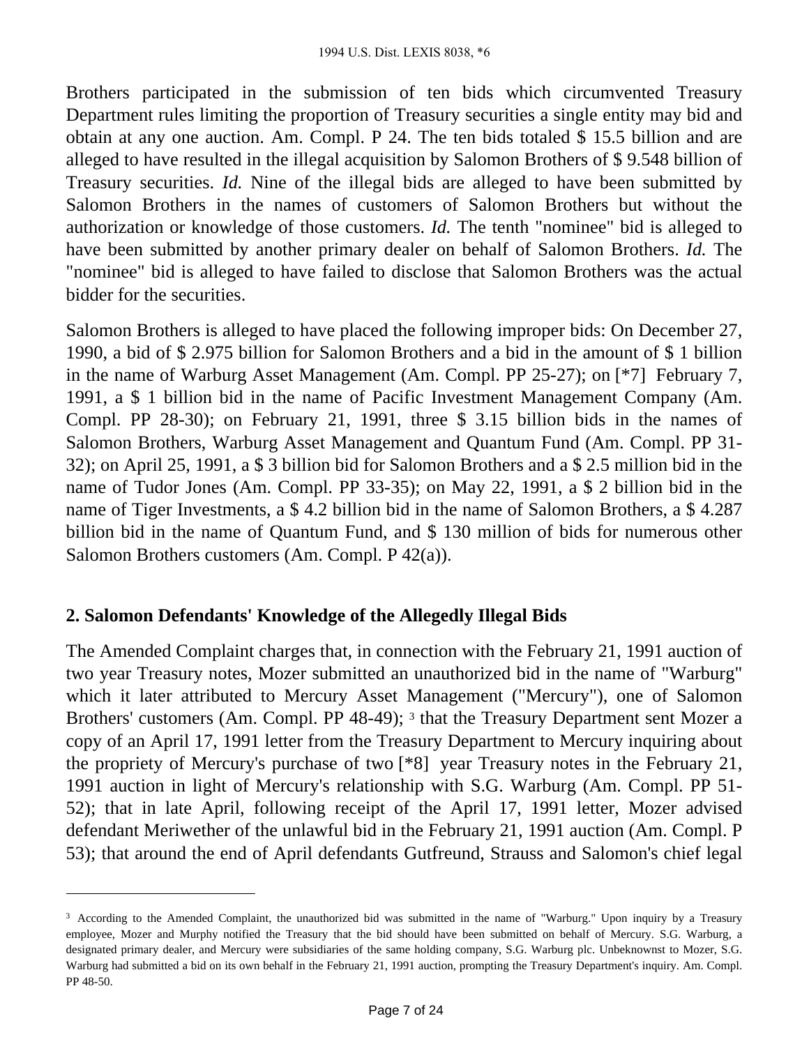Brothers participated in the submission of ten bids which circumvented Treasury Department rules limiting the proportion of Treasury securities a single entity may bid and obtain at any one auction. Am. Compl. P 24. The ten bids totaled $ 15.5 billion and are alleged to have resulted in the illegal acquisition by Salomon Brothers of $ 9.548 billion of Treasury securities. *Id.* Nine of the illegal bids are alleged to have been submitted by Salomon Brothers in the names of customers of Salomon Brothers but without the authorization or knowledge of those customers. *Id.* The tenth "nominee" bid is alleged to have been submitted by another primary dealer on behalf of Salomon Brothers. *Id.* The "nominee" bid is alleged to have failed to disclose that Salomon Brothers was the actual bidder for the securities.

Salomon Brothers is alleged to have placed the following improper bids: On December 27, 1990, a bid of $ 2.975 billion for Salomon Brothers and a bid in the amount of $ 1 billion in the name of Warburg Asset Management (Am. Compl. PP 25-27); on [*7] February 7, 1991, a $ 1 billion bid in the name of Pacific Investment Management Company (Am. Compl. PP 28-30); on February 21, 1991, three $ 3.15 billion bids in the names of Salomon Brothers, Warburg Asset Management and Quantum Fund (Am. Compl. PP 31-32); on April 25, 1991, a $ 3 billion bid for Salomon Brothers and a $ 2.5 million bid in the name of Tudor Jones (Am. Compl. PP 33-35); on May 22, 1991, a $ 2 billion bid in the name of Tiger Investments, a $ 4.2 billion bid in the name of Salomon Brothers, a $ 4.287 billion bid in the name of Quantum Fund, and $ 130 million of bids for numerous other Salomon Brothers customers (Am. Compl. P 42(a)).

### 2. Salomon Defendants' Knowledge of the Allegedly Illegal Bids

The Amended Complaint charges that, in connection with the February 21, 1991 auction of two year Treasury notes, Mozer submitted an unauthorized bid in the name of "Warburg" which it later attributed to Mercury Asset Management ("Mercury"), one of Salomon Brothers' customers (Am. Compl. PP 48-49); [3] that the Treasury Department sent Mozer a copy of an April 17, 1991 letter from the Treasury Department to Mercury inquiring about the propriety of Mercury's purchase of two [*8] year Treasury notes in the February 21, 1991 auction in light of Mercury's relationship with S.G. Warburg (Am. Compl. PP 51-52); that in late April, following receipt of the April 17, 1991 letter, Mozer advised defendant Meriwether of the unlawful bid in the February 21, 1991 auction (Am. Compl. P 53); that around the end of April defendants Gutfreund, Strauss and Salomon's chief legal

[3] According to the Amended Complaint, the unauthorized bid was submitted in the name of "Warburg." Upon inquiry by a Treasury employee, Mozer and Murphy notified the Treasury that the bid should have been submitted on behalf of Mercury. S.G. Warburg, a designated primary dealer, and Mercury were subsidiaries of the same holding company, S.G. Warburg plc. Unbeknownst to Mozer, S.G. Warburg had submitted a bid on its own behalf in the February 21, 1991 auction, prompting the Treasury Department's inquiry. Am. Compl. PP 48-50.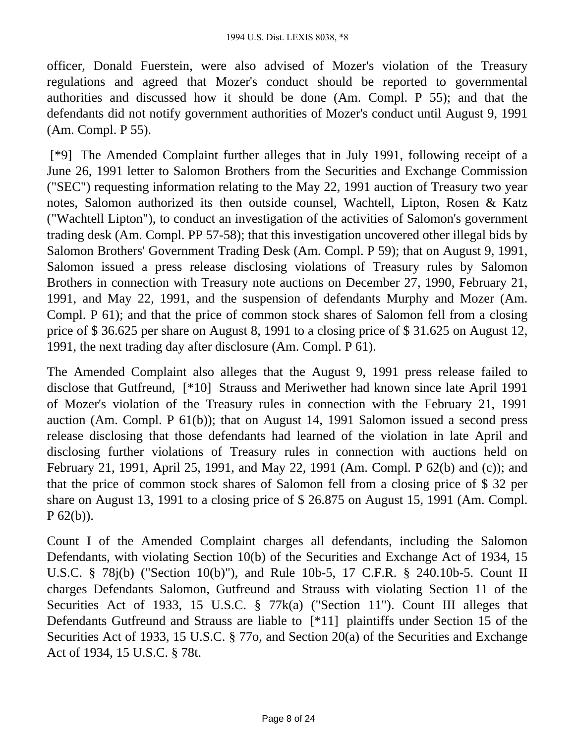officer, Donald Fuerstein, were also advised of Mozer's violation of the Treasury regulations and agreed that Mozer's conduct should be reported to governmental authorities and discussed how it should be done (Am. Compl. P 55); and that the defendants did not notify government authorities of Mozer's conduct until August 9, 1991 (Am. Compl. P 55).

[*9] The Amended Complaint further alleges that in July 1991, following receipt of a June 26, 1991 letter to Salomon Brothers from the Securities and Exchange Commission ("SEC") requesting information relating to the May 22, 1991 auction of Treasury two year notes, Salomon authorized its then outside counsel, Wachtell, Lipton, Rosen & Katz ("Wachtell Lipton"), to conduct an investigation of the activities of Salomon's government trading desk (Am. Compl. PP 57-58); that this investigation uncovered other illegal bids by Salomon Brothers' Government Trading Desk (Am. Compl. P 59); that on August 9, 1991, Salomon issued a press release disclosing violations of Treasury rules by Salomon Brothers in connection with Treasury note auctions on December 27, 1990, February 21, 1991, and May 22, 1991, and the suspension of defendants Murphy and Mozer (Am. Compl. P 61); and that the price of common stock shares of Salomon fell from a closing price of $ 36.625 per share on August 8, 1991 to a closing price of $ 31.625 on August 12, 1991, the next trading day after disclosure (Am. Compl. P 61).

The Amended Complaint also alleges that the August 9, 1991 press release failed to disclose that Gutfreund, [*10] Strauss and Meriwether had known since late April 1991 of Mozer's violation of the Treasury rules in connection with the February 21, 1991 auction (Am. Compl. P 61(b)); that on August 14, 1991 Salomon issued a second press release disclosing that those defendants had learned of the violation in late April and disclosing further violations of Treasury rules in connection with auctions held on February 21, 1991, April 25, 1991, and May 22, 1991 (Am. Compl. P 62(b) and (c)); and that the price of common stock shares of Salomon fell from a closing price of $ 32 per share on August 13, 1991 to a closing price of $ 26.875 on August 15, 1991 (Am. Compl. P 62(b)).

Count I of the Amended Complaint charges all defendants, including the Salomon Defendants, with violating Section 10(b) of the Securities and Exchange Act of 1934, 15 U.S.C. § 78j(b) ("Section 10(b)"), and Rule 10b-5, 17 C.F.R. § 240.10b-5. Count II charges Defendants Salomon, Gutfreund and Strauss with violating Section 11 of the Securities Act of 1933, 15 U.S.C. § 77k(a) ("Section 11"). Count III alleges that Defendants Gutfreund and Strauss are liable to [*11] plaintiffs under Section 15 of the Securities Act of 1933, 15 U.S.C. § 77o, and Section 20(a) of the Securities and Exchange Act of 1934, 15 U.S.C. § 78t.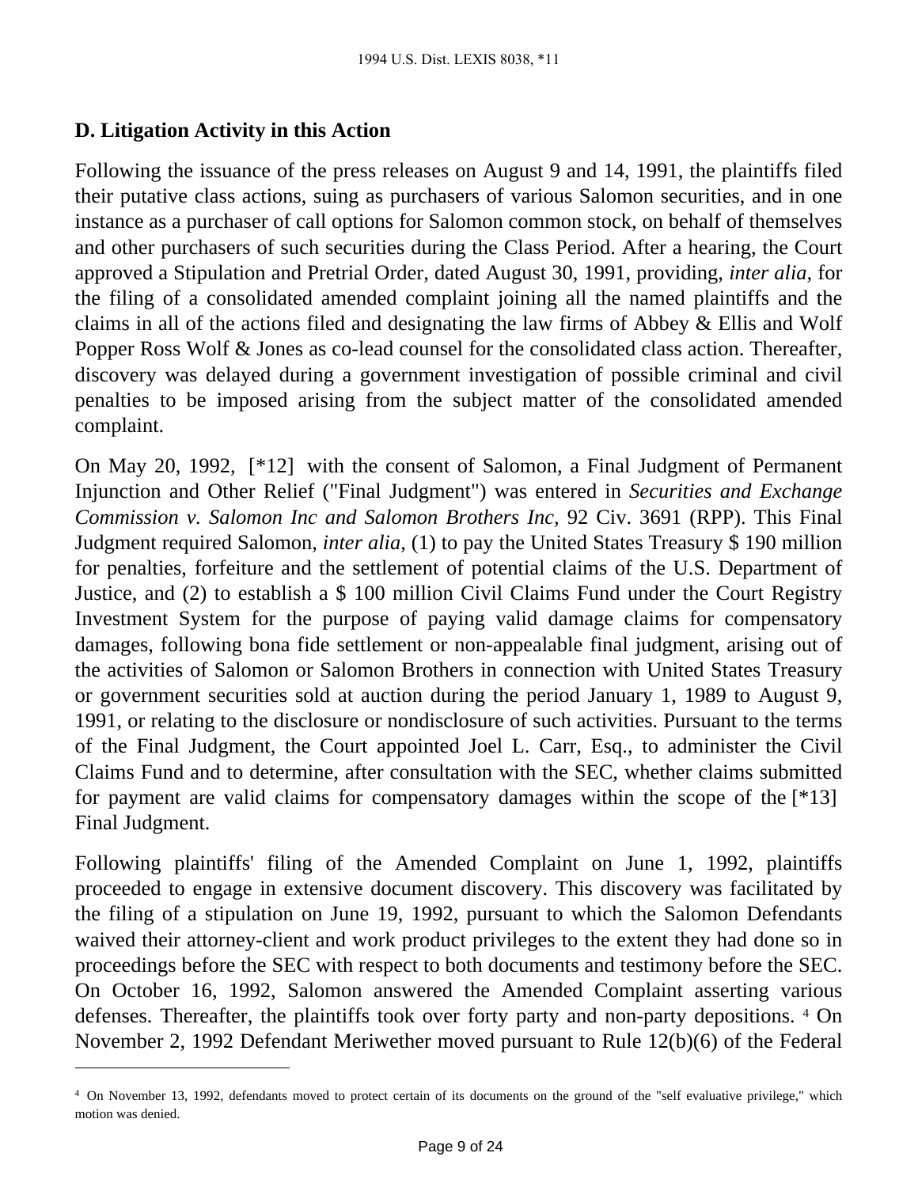### D. Litigation Activity in this Action

Following the issuance of the press releases on August 9 and 14, 1991, the plaintiffs filed their putative class actions, suing as purchasers of various Salomon securities, and in one instance as a purchaser of call options for Salomon common stock, on behalf of themselves and other purchasers of such securities during the Class Period. After a hearing, the Court approved a Stipulation and Pretrial Order, dated August 30, 1991, providing, *inter alia,* for the filing of a consolidated amended complaint joining all the named plaintiffs and the claims in all of the actions filed and designating the law firms of Abbey & Ellis and Wolf Popper Ross Wolf & Jones as co-lead counsel for the consolidated class action. Thereafter, discovery was delayed during a government investigation of possible criminal and civil penalties to be imposed arising from the subject matter of the consolidated amended complaint.

On May 20, 1992, [*12] with the consent of Salomon, a Final Judgment of Permanent Injunction and Other Relief ("Final Judgment") was entered in *Securities and Exchange Commission v. Salomon Inc and Salomon Brothers Inc,* 92 Civ. 3691 (RPP). This Final Judgment required Salomon, *inter alia,* (1) to pay the United States Treasury $ 190 million for penalties, forfeiture and the settlement of potential claims of the U.S. Department of Justice, and (2) to establish a $ 100 million Civil Claims Fund under the Court Registry Investment System for the purpose of paying valid damage claims for compensatory damages, following bona fide settlement or non-appealable final judgment, arising out of the activities of Salomon or Salomon Brothers in connection with United States Treasury or government securities sold at auction during the period January 1, 1989 to August 9, 1991, or relating to the disclosure or nondisclosure of such activities. Pursuant to the terms of the Final Judgment, the Court appointed Joel L. Carr, Esq., to administer the Civil Claims Fund and to determine, after consultation with the SEC, whether claims submitted for payment are valid claims for compensatory damages within the scope of the [*13] Final Judgment.

Following plaintiffs' filing of the Amended Complaint on June 1, 1992, plaintiffs proceeded to engage in extensive document discovery. This discovery was facilitated by the filing of a stipulation on June 19, 1992, pursuant to which the Salomon Defendants waived their attorney-client and work product privileges to the extent they had done so in proceedings before the SEC with respect to both documents and testimony before the SEC. On October 16, 1992, Salomon answered the Amended Complaint asserting various defenses. Thereafter, the plaintiffs took over forty party and non-party depositions. [4] On November 2, 1992 Defendant Meriwether moved pursuant to Rule 12(b)(6) of the Federal

---

[4] On November 13, 1992, defendants moved to protect certain of its documents on the ground of the "self evaluative privilege," which motion was denied.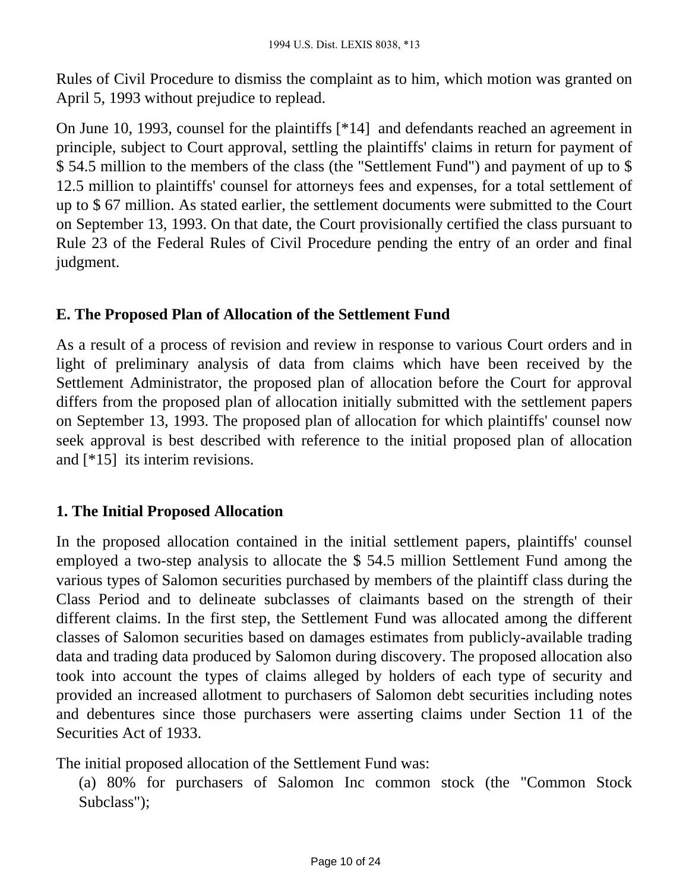Rules of Civil Procedure to dismiss the complaint as to him, which motion was granted on April 5, 1993 without prejudice to replead.

On June 10, 1993, counsel for the plaintiffs [*14] and defendants reached an agreement in principle, subject to Court approval, settling the plaintiffs' claims in return for payment of $ 54.5 million to the members of the class (the "Settlement Fund") and payment of up to $ 12.5 million to plaintiffs' counsel for attorneys fees and expenses, for a total settlement of up to $ 67 million. As stated earlier, the settlement documents were submitted to the Court on September 13, 1993. On that date, the Court provisionally certified the class pursuant to Rule 23 of the Federal Rules of Civil Procedure pending the entry of an order and final judgment.

### E. The Proposed Plan of Allocation of the Settlement Fund

As a result of a process of revision and review in response to various Court orders and in light of preliminary analysis of data from claims which have been received by the Settlement Administrator, the proposed plan of allocation before the Court for approval differs from the proposed plan of allocation initially submitted with the settlement papers on September 13, 1993. The proposed plan of allocation for which plaintiffs' counsel now seek approval is best described with reference to the initial proposed plan of allocation and [*15] its interim revisions.

#### 1. The Initial Proposed Allocation

In the proposed allocation contained in the initial settlement papers, plaintiffs' counsel employed a two-step analysis to allocate the $ 54.5 million Settlement Fund among the various types of Salomon securities purchased by members of the plaintiff class during the Class Period and to delineate subclasses of claimants based on the strength of their different claims. In the first step, the Settlement Fund was allocated among the different classes of Salomon securities based on damages estimates from publicly-available trading data and trading data produced by Salomon during discovery. The proposed allocation also took into account the types of claims alleged by holders of each type of security and provided an increased allotment to purchasers of Salomon debt securities including notes and debentures since those purchasers were asserting claims under Section 11 of the Securities Act of 1933.

The initial proposed allocation of the Settlement Fund was:

(a) 80% for purchasers of Salomon Inc common stock (the "Common Stock Subclass");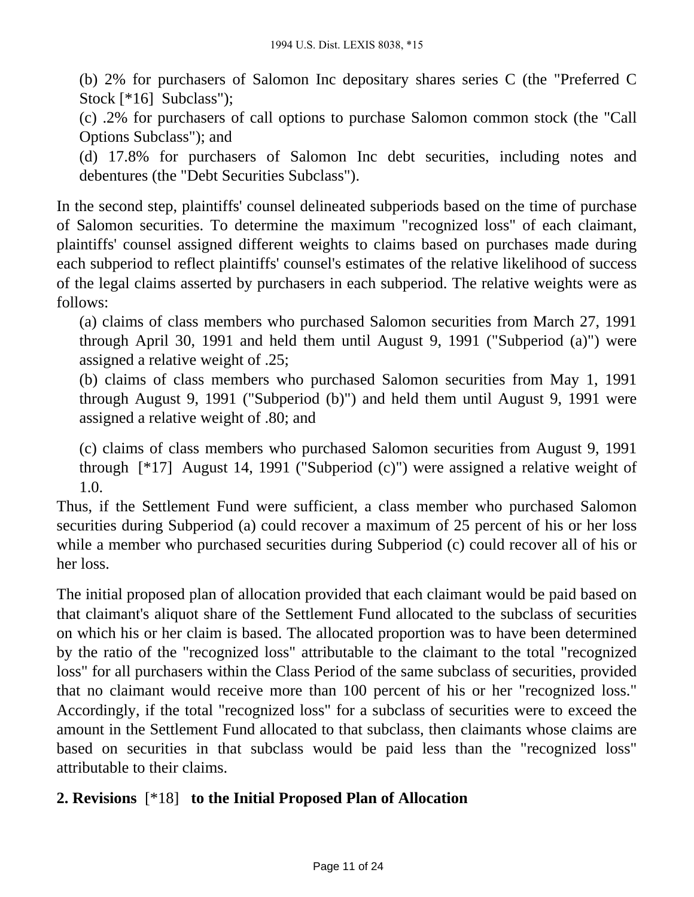(b) 2% for purchasers of Salomon Inc depositary shares series C (the "Preferred C Stock [*16] Subclass");

(c) .2% for purchasers of call options to purchase Salomon common stock (the "Call Options Subclass"); and

(d) 17.8% for purchasers of Salomon Inc debt securities, including notes and debentures (the "Debt Securities Subclass").

In the second step, plaintiffs' counsel delineated subperiods based on the time of purchase of Salomon securities. To determine the maximum "recognized loss" of each claimant, plaintiffs' counsel assigned different weights to claims based on purchases made during each subperiod to reflect plaintiffs' counsel's estimates of the relative likelihood of success of the legal claims asserted by purchasers in each subperiod. The relative weights were as follows:

(a) claims of class members who purchased Salomon securities from March 27, 1991 through April 30, 1991 and held them until August 9, 1991 ("Subperiod (a)") were assigned a relative weight of .25;

(b) claims of class members who purchased Salomon securities from May 1, 1991 through August 9, 1991 ("Subperiod (b)") and held them until August 9, 1991 were assigned a relative weight of .80; and

(c) claims of class members who purchased Salomon securities from August 9, 1991 through [*17] August 14, 1991 ("Subperiod (c)") were assigned a relative weight of 1.0.

Thus, if the Settlement Fund were sufficient, a class member who purchased Salomon securities during Subperiod (a) could recover a maximum of 25 percent of his or her loss while a member who purchased securities during Subperiod (c) could recover all of his or her loss.

The initial proposed plan of allocation provided that each claimant would be paid based on that claimant's aliquot share of the Settlement Fund allocated to the subclass of securities on which his or her claim is based. The allocated proportion was to have been determined by the ratio of the "recognized loss" attributable to the claimant to the total "recognized loss" for all purchasers within the Class Period of the same subclass of securities, provided that no claimant would receive more than 100 percent of his or her "recognized loss." Accordingly, if the total "recognized loss" for a subclass of securities were to exceed the amount in the Settlement Fund allocated to that subclass, then claimants whose claims are based on securities in that subclass would be paid less than the "recognized loss" attributable to their claims.

### 2. Revisions [*18] to the Initial Proposed Plan of Allocation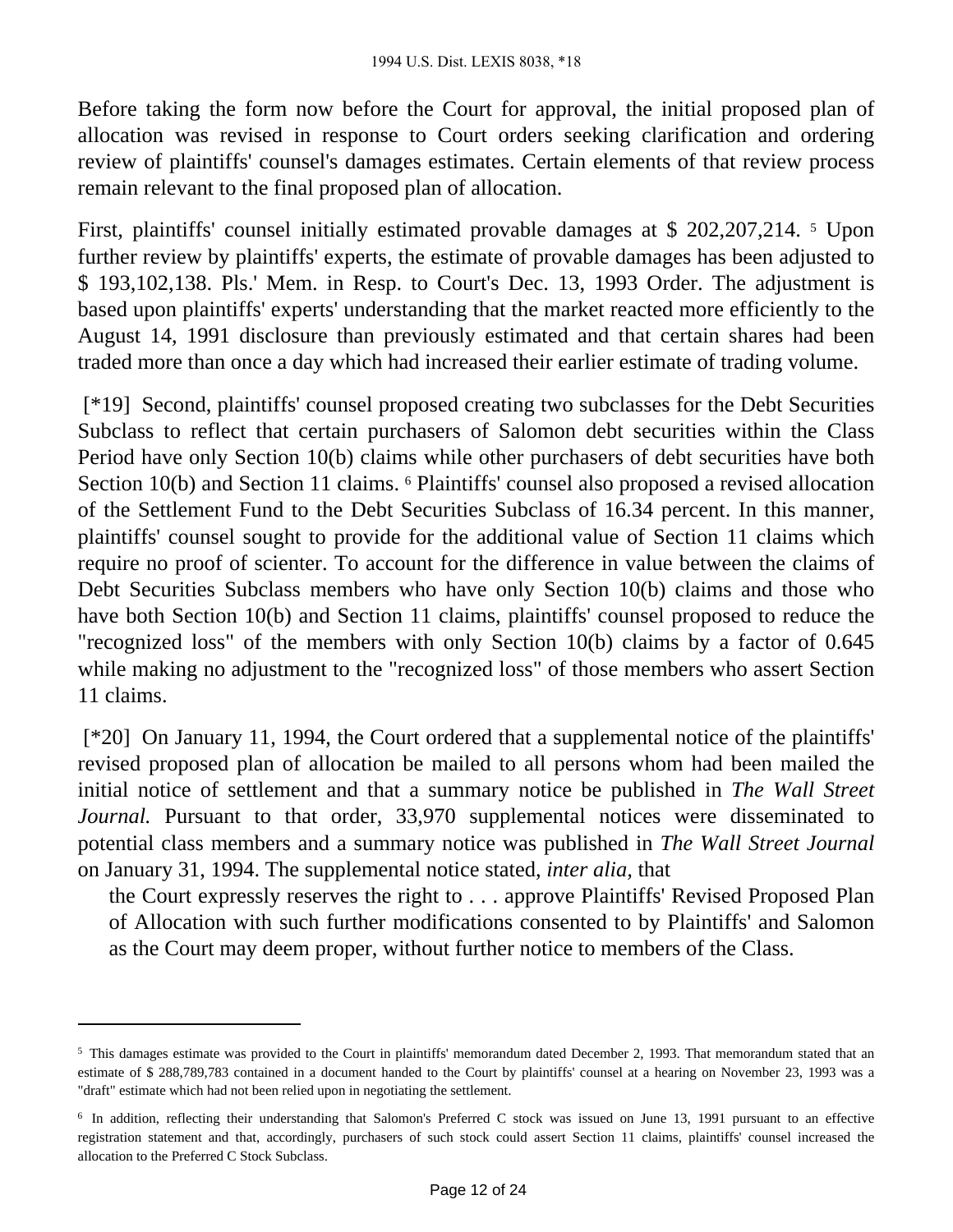Before taking the form now before the Court for approval, the initial proposed plan of allocation was revised in response to Court orders seeking clarification and ordering review of plaintiffs' counsel's damages estimates. Certain elements of that review process remain relevant to the final proposed plan of allocation.

First, plaintiffs' counsel initially estimated provable damages at $ 202,207,214. [5] Upon further review by plaintiffs' experts, the estimate of provable damages has been adjusted to $ 193,102,138. Pls.' Mem. in Resp. to Court's Dec. 13, 1993 Order. The adjustment is based upon plaintiffs' experts' understanding that the market reacted more efficiently to the August 14, 1991 disclosure than previously estimated and that certain shares had been traded more than once a day which had increased their earlier estimate of trading volume.

[*19] Second, plaintiffs' counsel proposed creating two subclasses for the Debt Securities Subclass to reflect that certain purchasers of Salomon debt securities within the Class Period have only Section 10(b) claims while other purchasers of debt securities have both Section 10(b) and Section 11 claims. [6] Plaintiffs' counsel also proposed a revised allocation of the Settlement Fund to the Debt Securities Subclass of 16.34 percent. In this manner, plaintiffs' counsel sought to provide for the additional value of Section 11 claims which require no proof of scienter. To account for the difference in value between the claims of Debt Securities Subclass members who have only Section 10(b) claims and those who have both Section 10(b) and Section 11 claims, plaintiffs' counsel proposed to reduce the "recognized loss" of the members with only Section 10(b) claims by a factor of 0.645 while making no adjustment to the "recognized loss" of those members who assert Section 11 claims.

[*20] On January 11, 1994, the Court ordered that a supplemental notice of the plaintiffs' revised proposed plan of allocation be mailed to all persons whom had been mailed the initial notice of settlement and that a summary notice be published in *The Wall Street Journal.* Pursuant to that order, 33,970 supplemental notices were disseminated to potential class members and a summary notice was published in *The Wall Street Journal* on January 31, 1994. The supplemental notice stated, *inter alia,* that

> the Court expressly reserves the right to . . . approve Plaintiffs' Revised Proposed Plan of Allocation with such further modifications consented to by Plaintiffs' and Salomon as the Court may deem proper, without further notice to members of the Class.

---

[5] This damages estimate was provided to the Court in plaintiffs' memorandum dated December 2, 1993. That memorandum stated that an estimate of $ 288,789,783 contained in a document handed to the Court by plaintiffs' counsel at a hearing on November 23, 1993 was a "draft" estimate which had not been relied upon in negotiating the settlement.

[6] In addition, reflecting their understanding that Salomon's Preferred C stock was issued on June 13, 1991 pursuant to an effective registration statement and that, accordingly, purchasers of such stock could assert Section 11 claims, plaintiffs' counsel increased the allocation to the Preferred C Stock Subclass.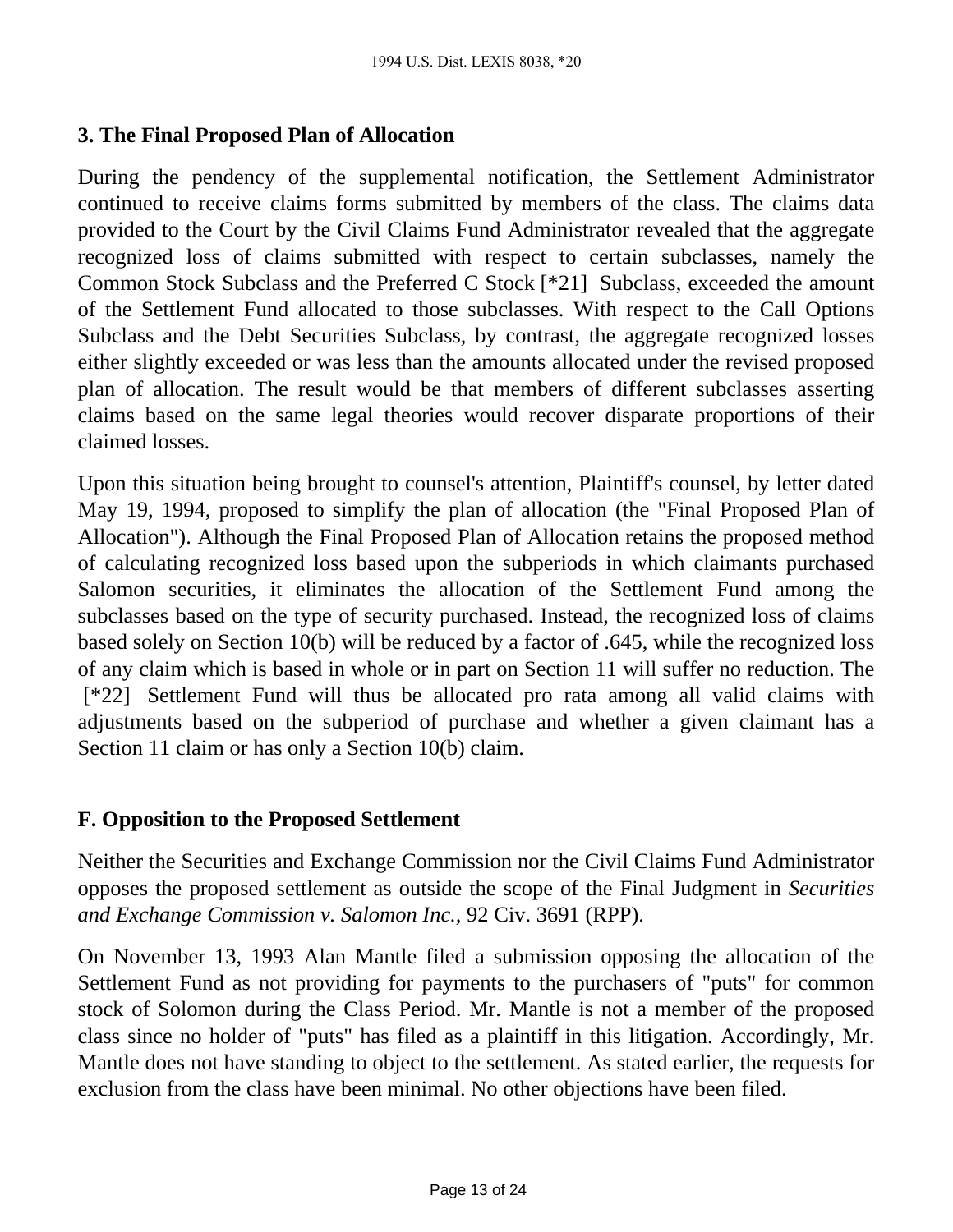### 3. The Final Proposed Plan of Allocation

During the pendency of the supplemental notification, the Settlement Administrator continued to receive claims forms submitted by members of the class. The claims data provided to the Court by the Civil Claims Fund Administrator revealed that the aggregate recognized loss of claims submitted with respect to certain subclasses, namely the Common Stock Subclass and the Preferred C Stock [*21] Subclass, exceeded the amount of the Settlement Fund allocated to those subclasses. With respect to the Call Options Subclass and the Debt Securities Subclass, by contrast, the aggregate recognized losses either slightly exceeded or was less than the amounts allocated under the revised proposed plan of allocation. The result would be that members of different subclasses asserting claims based on the same legal theories would recover disparate proportions of their claimed losses.

Upon this situation being brought to counsel's attention, Plaintiff's counsel, by letter dated May 19, 1994, proposed to simplify the plan of allocation (the "Final Proposed Plan of Allocation"). Although the Final Proposed Plan of Allocation retains the proposed method of calculating recognized loss based upon the subperiods in which claimants purchased Salomon securities, it eliminates the allocation of the Settlement Fund among the subclasses based on the type of security purchased. Instead, the recognized loss of claims based solely on Section 10(b) will be reduced by a factor of .645, while the recognized loss of any claim which is based in whole or in part on Section 11 will suffer no reduction. The [*22] Settlement Fund will thus be allocated pro rata among all valid claims with adjustments based on the subperiod of purchase and whether a given claimant has a Section 11 claim or has only a Section 10(b) claim.

## F. Opposition to the Proposed Settlement

Neither the Securities and Exchange Commission nor the Civil Claims Fund Administrator opposes the proposed settlement as outside the scope of the Final Judgment in *Securities and Exchange Commission v. Salomon Inc.*, 92 Civ. 3691 (RPP).

On November 13, 1993 Alan Mantle filed a submission opposing the allocation of the Settlement Fund as not providing for payments to the purchasers of "puts" for common stock of Solomon during the Class Period. Mr. Mantle is not a member of the proposed class since no holder of "puts" has filed as a plaintiff in this litigation. Accordingly, Mr. Mantle does not have standing to object to the settlement. As stated earlier, the requests for exclusion from the class have been minimal. No other objections have been filed.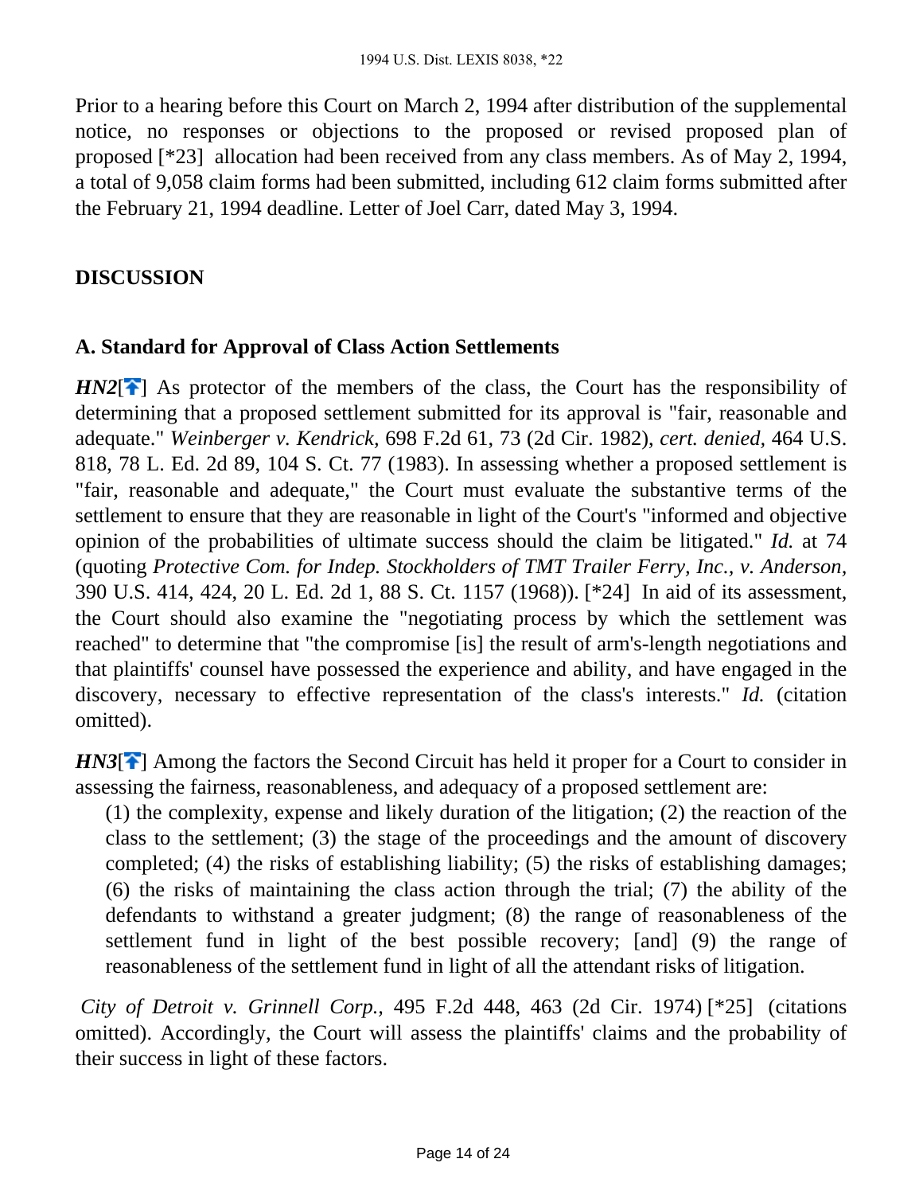Prior to a hearing before this Court on March 2, 1994 after distribution of the supplemental notice, no responses or objections to the proposed or revised proposed plan of proposed [*23] allocation had been received from any class members. As of May 2, 1994, a total of 9,058 claim forms had been submitted, including 612 claim forms submitted after the February 21, 1994 deadline. Letter of Joel Carr, dated May 3, 1994.

## DISCUSSION

### A. Standard for Approval of Class Action Settlements

***HN2***[] As protector of the members of the class, the Court has the responsibility of determining that a proposed settlement submitted for its approval is "fair, reasonable and adequate." *Weinberger v. Kendrick,* 698 F.2d 61, 73 (2d Cir. 1982), *cert. denied,* 464 U.S. 818, 78 L. Ed. 2d 89, 104 S. Ct. 77 (1983). In assessing whether a proposed settlement is "fair, reasonable and adequate," the Court must evaluate the substantive terms of the settlement to ensure that they are reasonable in light of the Court's "informed and objective opinion of the probabilities of ultimate success should the claim be litigated." *Id.* at 74 (quoting *Protective Com. for Indep. Stockholders of TMT Trailer Ferry, Inc., v. Anderson,* 390 U.S. 414, 424, 20 L. Ed. 2d 1, 88 S. Ct. 1157 (1968)). [*24] In aid of its assessment, the Court should also examine the "negotiating process by which the settlement was reached" to determine that "the compromise [is] the result of arm's-length negotiations and that plaintiffs' counsel have possessed the experience and ability, and have engaged in the discovery, necessary to effective representation of the class's interests." *Id.* (citation omitted).

***HN3***[] Among the factors the Second Circuit has held it proper for a Court to consider in assessing the fairness, reasonableness, and adequacy of a proposed settlement are:

> (1) the complexity, expense and likely duration of the litigation; (2) the reaction of the class to the settlement; (3) the stage of the proceedings and the amount of discovery completed; (4) the risks of establishing liability; (5) the risks of establishing damages; (6) the risks of maintaining the class action through the trial; (7) the ability of the defendants to withstand a greater judgment; (8) the range of reasonableness of the settlement fund in light of the best possible recovery; [and] (9) the range of reasonableness of the settlement fund in light of all the attendant risks of litigation.

*City of Detroit v. Grinnell Corp.,* 495 F.2d 448, 463 (2d Cir. 1974) [*25] (citations omitted). Accordingly, the Court will assess the plaintiffs' claims and the probability of their success in light of these factors.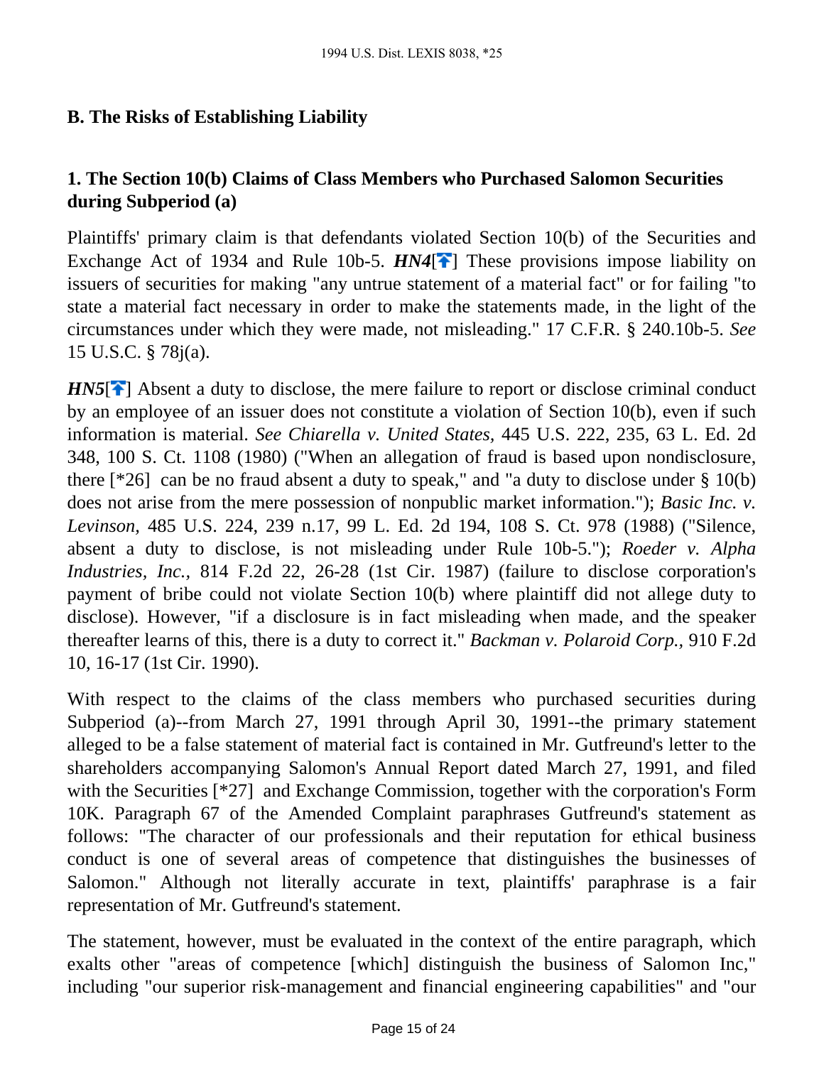## B. The Risks of Establishing Liability

### 1. The Section 10(b) Claims of Class Members who Purchased Salomon Securities during Subperiod (a)

Plaintiffs' primary claim is that defendants violated Section 10(b) of the Securities and Exchange Act of 1934 and Rule 10b-5. ***HN4***[] These provisions impose liability on issuers of securities for making "any untrue statement of a material fact" or for failing "to state a material fact necessary in order to make the statements made, in the light of the circumstances under which they were made, not misleading." 17 C.F.R. § 240.10b-5. *See* 15 U.S.C. § 78j(a).

***HN5***[] Absent a duty to disclose, the mere failure to report or disclose criminal conduct by an employee of an issuer does not constitute a violation of Section 10(b), even if such information is material. *See Chiarella v. United States,* 445 U.S. 222, 235, 63 L. Ed. 2d 348, 100 S. Ct. 1108 (1980) ("When an allegation of fraud is based upon nondisclosure, there [*26] can be no fraud absent a duty to speak," and "a duty to disclose under § 10(b) does not arise from the mere possession of nonpublic market information."); *Basic Inc. v. Levinson,* 485 U.S. 224, 239 n.17, 99 L. Ed. 2d 194, 108 S. Ct. 978 (1988) ("Silence, absent a duty to disclose, is not misleading under Rule 10b-5."); *Roeder v. Alpha Industries, Inc.,* 814 F.2d 22, 26-28 (1st Cir. 1987) (failure to disclose corporation's payment of bribe could not violate Section 10(b) where plaintiff did not allege duty to disclose). However, "if a disclosure is in fact misleading when made, and the speaker thereafter learns of this, there is a duty to correct it." *Backman v. Polaroid Corp.,* 910 F.2d 10, 16-17 (1st Cir. 1990).

With respect to the claims of the class members who purchased securities during Subperiod (a)--from March 27, 1991 through April 30, 1991--the primary statement alleged to be a false statement of material fact is contained in Mr. Gutfreund's letter to the shareholders accompanying Salomon's Annual Report dated March 27, 1991, and filed with the Securities [*27] and Exchange Commission, together with the corporation's Form 10K. Paragraph 67 of the Amended Complaint paraphrases Gutfreund's statement as follows: "The character of our professionals and their reputation for ethical business conduct is one of several areas of competence that distinguishes the businesses of Salomon." Although not literally accurate in text, plaintiffs' paraphrase is a fair representation of Mr. Gutfreund's statement.

The statement, however, must be evaluated in the context of the entire paragraph, which exalts other "areas of competence [which] distinguish the business of Salomon Inc," including "our superior risk-management and financial engineering capabilities" and "our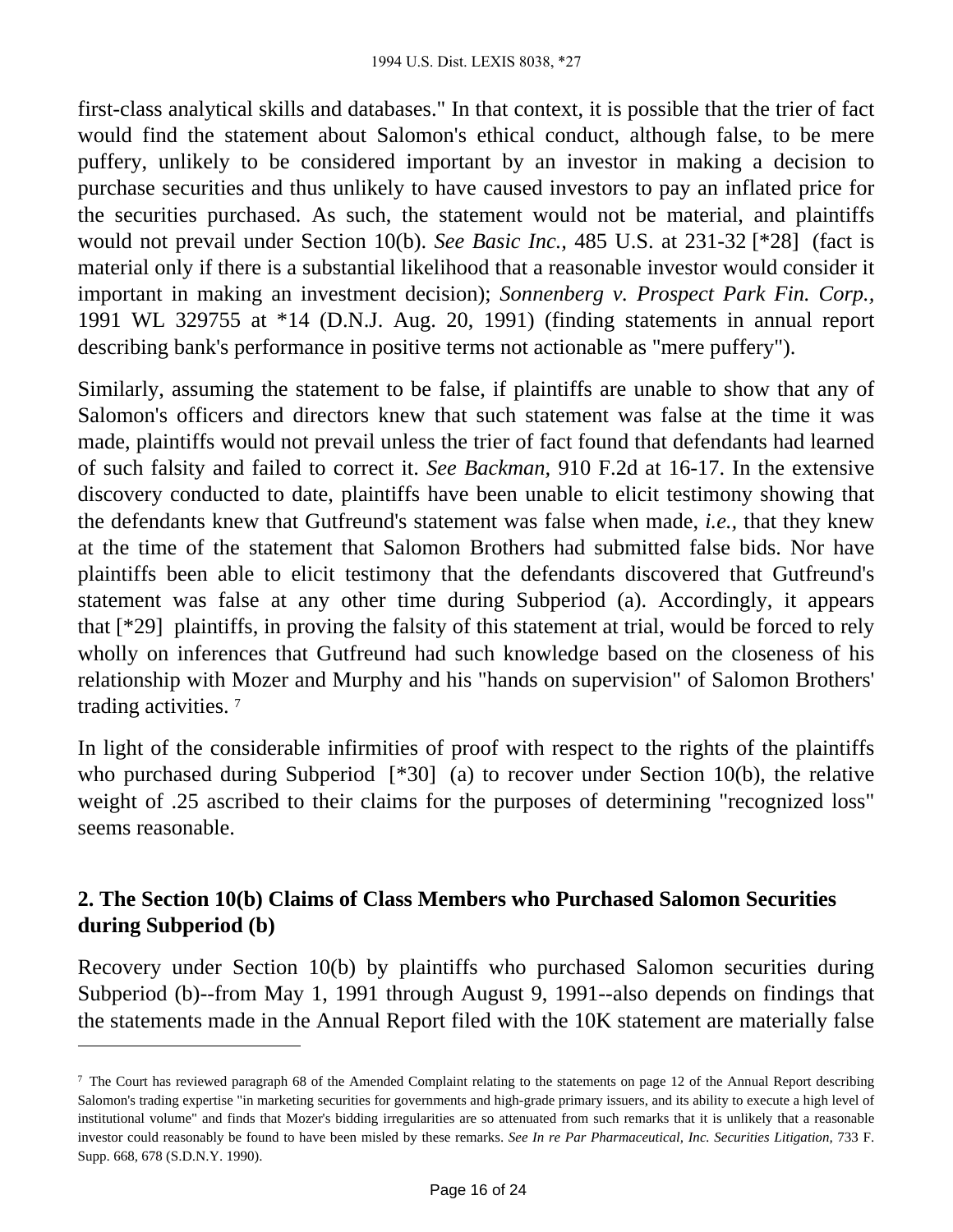first-class analytical skills and databases." In that context, it is possible that the trier of fact would find the statement about Salomon's ethical conduct, although false, to be mere puffery, unlikely to be considered important by an investor in making a decision to purchase securities and thus unlikely to have caused investors to pay an inflated price for the securities purchased. As such, the statement would not be material, and plaintiffs would not prevail under Section 10(b). *See Basic Inc.,* 485 U.S. at 231-32 [*28] (fact is material only if there is a substantial likelihood that a reasonable investor would consider it important in making an investment decision); *Sonnenberg v. Prospect Park Fin. Corp.*, 1991 WL 329755 at *14 (D.N.J. Aug. 20, 1991) (finding statements in annual report describing bank's performance in positive terms not actionable as "mere puffery").

Similarly, assuming the statement to be false, if plaintiffs are unable to show that any of Salomon's officers and directors knew that such statement was false at the time it was made, plaintiffs would not prevail unless the trier of fact found that defendants had learned of such falsity and failed to correct it. *See Backman,* 910 F.2d at 16-17. In the extensive discovery conducted to date, plaintiffs have been unable to elicit testimony showing that the defendants knew that Gutfreund's statement was false when made, *i.e.,* that they knew at the time of the statement that Salomon Brothers had submitted false bids. Nor have plaintiffs been able to elicit testimony that the defendants discovered that Gutfreund's statement was false at any other time during Subperiod (a). Accordingly, it appears that [*29] plaintiffs, in proving the falsity of this statement at trial, would be forced to rely wholly on inferences that Gutfreund had such knowledge based on the closeness of his relationship with Mozer and Murphy and his "hands on supervision" of Salomon Brothers' trading activities. [7]

In light of the considerable infirmities of proof with respect to the rights of the plaintiffs who purchased during Subperiod [*30] (a) to recover under Section 10(b), the relative weight of .25 ascribed to their claims for the purposes of determining "recognized loss" seems reasonable.

### 2. The Section 10(b) Claims of Class Members who Purchased Salomon Securities during Subperiod (b)

Recovery under Section 10(b) by plaintiffs who purchased Salomon securities during Subperiod (b)--from May 1, 1991 through August 9, 1991--also depends on findings that the statements made in the Annual Report filed with the 10K statement are materially false

---

[7] The Court has reviewed paragraph 68 of the Amended Complaint relating to the statements on page 12 of the Annual Report describing Salomon's trading expertise "in marketing securities for governments and high-grade primary issuers, and its ability to execute a high level of institutional volume" and finds that Mozer's bidding irregularities are so attenuated from such remarks that it is unlikely that a reasonable investor could reasonably be found to have been misled by these remarks. *See In re Par Pharmaceutical, Inc. Securities Litigation,* 733 F. Supp. 668, 678 (S.D.N.Y. 1990).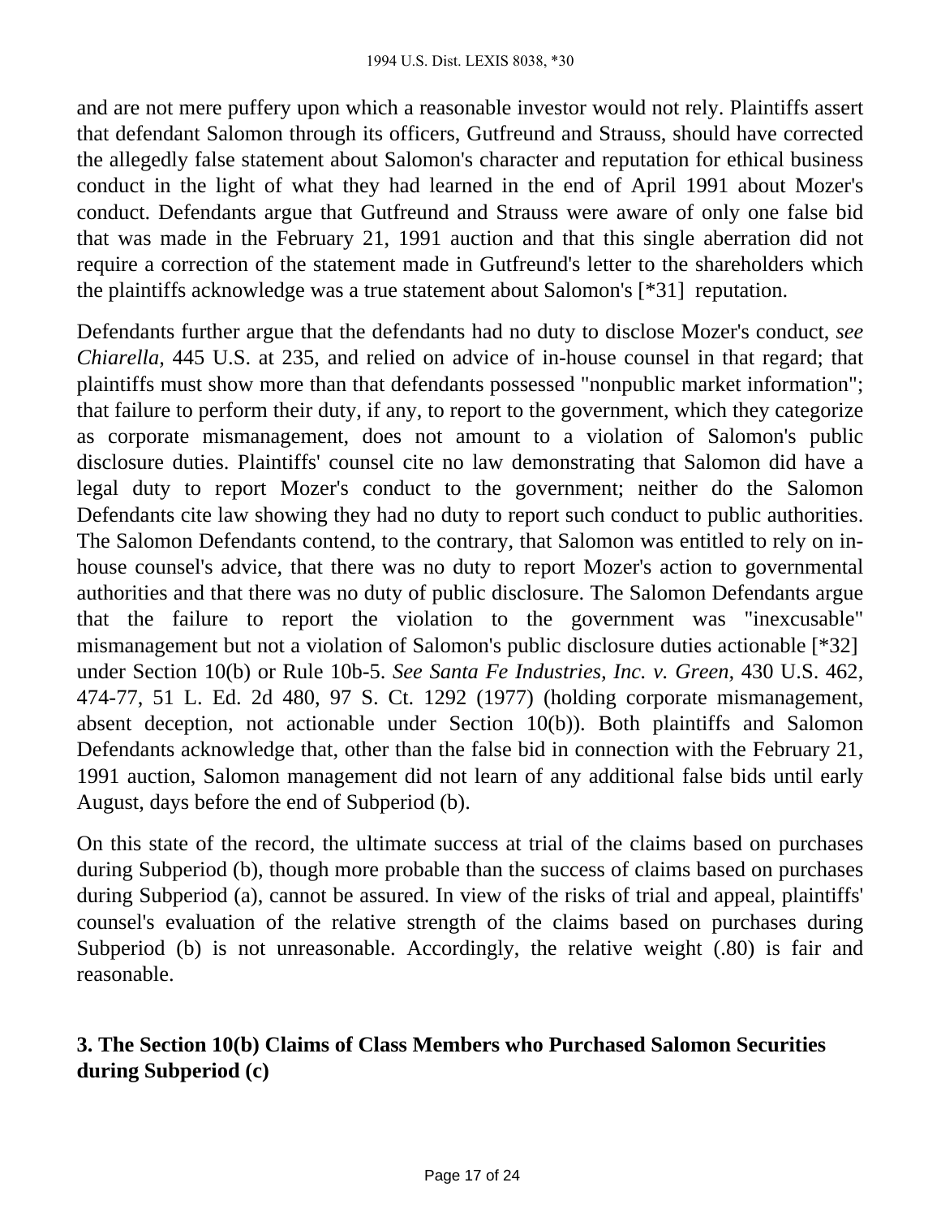and are not mere puffery upon which a reasonable investor would not rely. Plaintiffs assert that defendant Salomon through its officers, Gutfreund and Strauss, should have corrected the allegedly false statement about Salomon's character and reputation for ethical business conduct in the light of what they had learned in the end of April 1991 about Mozer's conduct. Defendants argue that Gutfreund and Strauss were aware of only one false bid that was made in the February 21, 1991 auction and that this single aberration did not require a correction of the statement made in Gutfreund's letter to the shareholders which the plaintiffs acknowledge was a true statement about Salomon's [*31] reputation.

Defendants further argue that the defendants had no duty to disclose Mozer's conduct, *see Chiarella,* 445 U.S. at 235, and relied on advice of in-house counsel in that regard; that plaintiffs must show more than that defendants possessed "nonpublic market information"; that failure to perform their duty, if any, to report to the government, which they categorize as corporate mismanagement, does not amount to a violation of Salomon's public disclosure duties. Plaintiffs' counsel cite no law demonstrating that Salomon did have a legal duty to report Mozer's conduct to the government; neither do the Salomon Defendants cite law showing they had no duty to report such conduct to public authorities. The Salomon Defendants contend, to the contrary, that Salomon was entitled to rely on in-house counsel's advice, that there was no duty to report Mozer's action to governmental authorities and that there was no duty of public disclosure. The Salomon Defendants argue that the failure to report the violation to the government was "inexcusable" mismanagement but not a violation of Salomon's public disclosure duties actionable [*32] under Section 10(b) or Rule 10b-5. *See Santa Fe Industries, Inc. v. Green,* 430 U.S. 462, 474-77, 51 L. Ed. 2d 480, 97 S. Ct. 1292 (1977) (holding corporate mismanagement, absent deception, not actionable under Section 10(b)). Both plaintiffs and Salomon Defendants acknowledge that, other than the false bid in connection with the February 21, 1991 auction, Salomon management did not learn of any additional false bids until early August, days before the end of Subperiod (b).

On this state of the record, the ultimate success at trial of the claims based on purchases during Subperiod (b), though more probable than the success of claims based on purchases during Subperiod (a), cannot be assured. In view of the risks of trial and appeal, plaintiffs' counsel's evaluation of the relative strength of the claims based on purchases during Subperiod (b) is not unreasonable. Accordingly, the relative weight (.80) is fair and reasonable.

### 3. The Section 10(b) Claims of Class Members who Purchased Salomon Securities during Subperiod (c)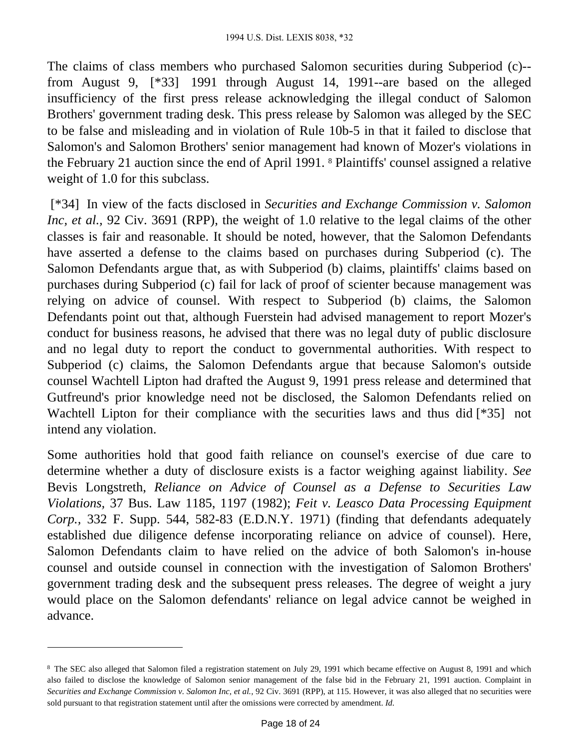The claims of class members who purchased Salomon securities during Subperiod (c)--from August 9, [*33] 1991 through August 14, 1991--are based on the alleged insufficiency of the first press release acknowledging the illegal conduct of Salomon Brothers' government trading desk. This press release by Salomon was alleged by the SEC to be false and misleading and in violation of Rule 10b-5 in that it failed to disclose that Salomon's and Salomon Brothers' senior management had known of Mozer's violations in the February 21 auction since the end of April 1991. [8] Plaintiffs' counsel assigned a relative weight of 1.0 for this subclass.

[*34] In view of the facts disclosed in *Securities and Exchange Commission v. Salomon Inc, et al.,* 92 Civ. 3691 (RPP), the weight of 1.0 relative to the legal claims of the other classes is fair and reasonable. It should be noted, however, that the Salomon Defendants have asserted a defense to the claims based on purchases during Subperiod (c). The Salomon Defendants argue that, as with Subperiod (b) claims, plaintiffs' claims based on purchases during Subperiod (c) fail for lack of proof of scienter because management was relying on advice of counsel. With respect to Subperiod (b) claims, the Salomon Defendants point out that, although Fuerstein had advised management to report Mozer's conduct for business reasons, he advised that there was no legal duty of public disclosure and no legal duty to report the conduct to governmental authorities. With respect to Subperiod (c) claims, the Salomon Defendants argue that because Salomon's outside counsel Wachtell Lipton had drafted the August 9, 1991 press release and determined that Gutfreund's prior knowledge need not be disclosed, the Salomon Defendants relied on Wachtell Lipton for their compliance with the securities laws and thus did [*35] not intend any violation.

Some authorities hold that good faith reliance on counsel's exercise of due care to determine whether a duty of disclosure exists is a factor weighing against liability. *See* Bevis Longstreth, *Reliance on Advice of Counsel as a Defense to Securities Law Violations,* 37 Bus. Law 1185, 1197 (1982); *Feit v. Leasco Data Processing Equipment Corp.,* 332 F. Supp. 544, 582-83 (E.D.N.Y. 1971) (finding that defendants adequately established due diligence defense incorporating reliance on advice of counsel). Here, Salomon Defendants claim to have relied on the advice of both Salomon's in-house counsel and outside counsel in connection with the investigation of Salomon Brothers' government trading desk and the subsequent press releases. The degree of weight a jury would place on the Salomon defendants' reliance on legal advice cannot be weighed in advance.

---

[8] The SEC also alleged that Salomon filed a registration statement on July 29, 1991 which became effective on August 8, 1991 and which also failed to disclose the knowledge of Salomon senior management of the false bid in the February 21, 1991 auction. Complaint in *Securities and Exchange Commission v. Salomon Inc, et al.,* 92 Civ. 3691 (RPP), at 115. However, it was also alleged that no securities were sold pursuant to that registration statement until after the omissions were corrected by amendment. *Id.*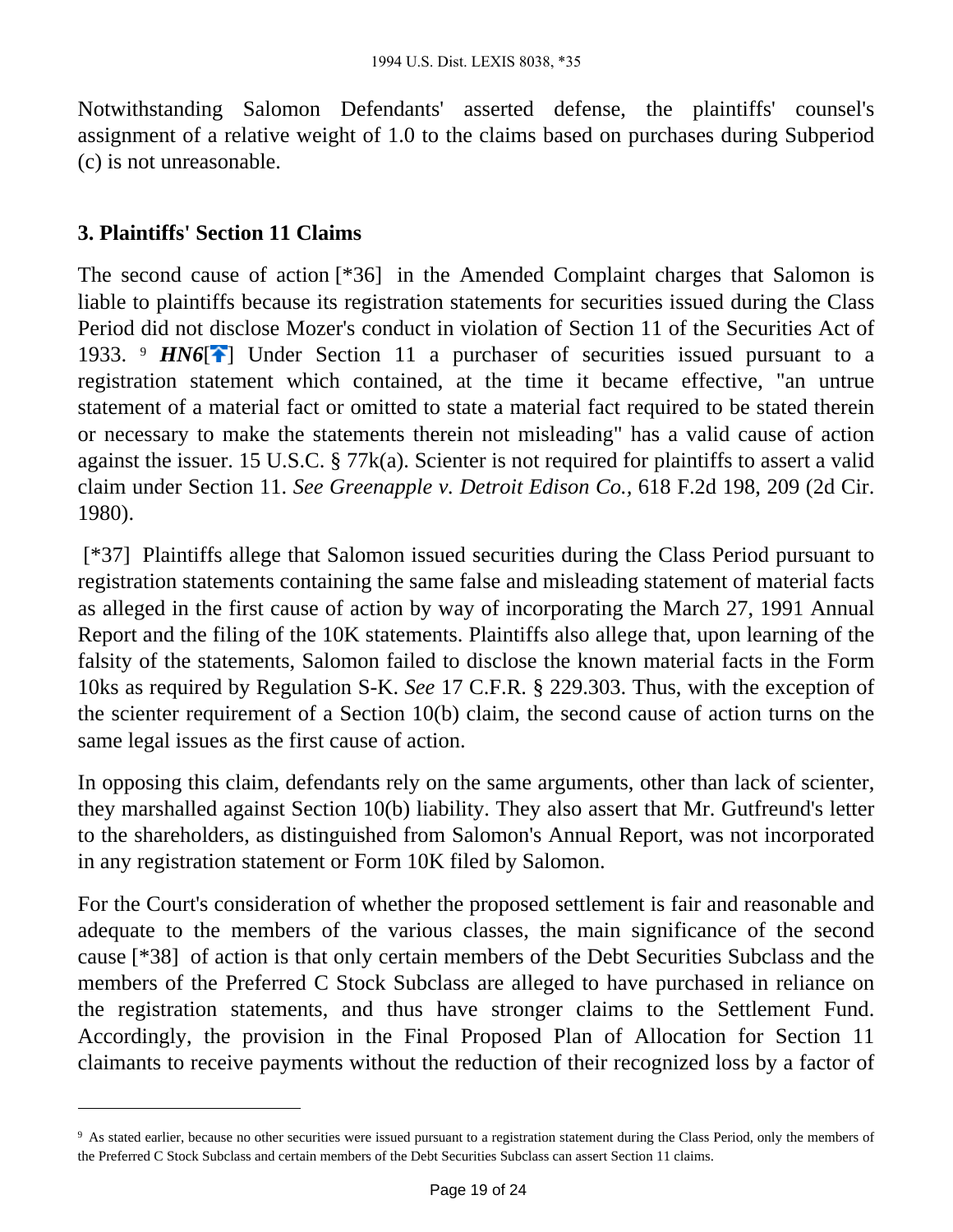Notwithstanding Salomon Defendants' asserted defense, the plaintiffs' counsel's assignment of a relative weight of 1.0 to the claims based on purchases during Subperiod (c) is not unreasonable.

### 3. Plaintiffs' Section 11 Claims

The second cause of action [*36] in the Amended Complaint charges that Salomon is liable to plaintiffs because its registration statements for securities issued during the Class Period did not disclose Mozer's conduct in violation of Section 11 of the Securities Act of 1933. [9] ***HN6***[] Under Section 11 a purchaser of securities issued pursuant to a registration statement which contained, at the time it became effective, "an untrue statement of a material fact or omitted to state a material fact required to be stated therein or necessary to make the statements therein not misleading" has a valid cause of action against the issuer. 15 U.S.C. § 77k(a). Scienter is not required for plaintiffs to assert a valid claim under Section 11. *See Greenapple v. Detroit Edison Co.,* 618 F.2d 198, 209 (2d Cir. 1980).

[*37] Plaintiffs allege that Salomon issued securities during the Class Period pursuant to registration statements containing the same false and misleading statement of material facts as alleged in the first cause of action by way of incorporating the March 27, 1991 Annual Report and the filing of the 10K statements. Plaintiffs also allege that, upon learning of the falsity of the statements, Salomon failed to disclose the known material facts in the Form 10ks as required by Regulation S-K. *See* 17 C.F.R. § 229.303. Thus, with the exception of the scienter requirement of a Section 10(b) claim, the second cause of action turns on the same legal issues as the first cause of action.

In opposing this claim, defendants rely on the same arguments, other than lack of scienter, they marshalled against Section 10(b) liability. They also assert that Mr. Gutfreund's letter to the shareholders, as distinguished from Salomon's Annual Report, was not incorporated in any registration statement or Form 10K filed by Salomon.

For the Court's consideration of whether the proposed settlement is fair and reasonable and adequate to the members of the various classes, the main significance of the second cause [*38] of action is that only certain members of the Debt Securities Subclass and the members of the Preferred C Stock Subclass are alleged to have purchased in reliance on the registration statements, and thus have stronger claims to the Settlement Fund. Accordingly, the provision in the Final Proposed Plan of Allocation for Section 11 claimants to receive payments without the reduction of their recognized loss by a factor of

---

[9] As stated earlier, because no other securities were issued pursuant to a registration statement during the Class Period, only the members of the Preferred C Stock Subclass and certain members of the Debt Securities Subclass can assert Section 11 claims.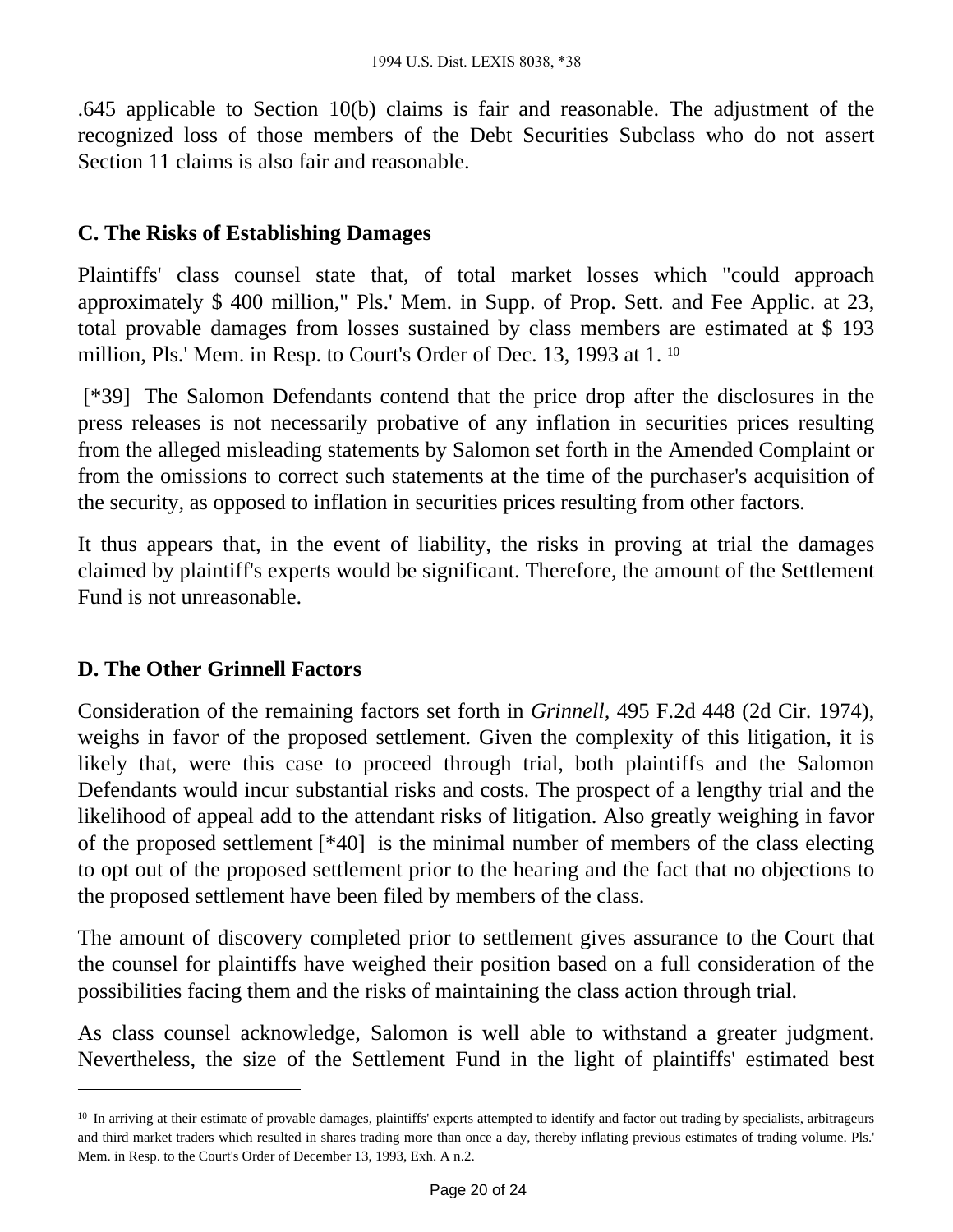.645 applicable to Section 10(b) claims is fair and reasonable. The adjustment of the recognized loss of those members of the Debt Securities Subclass who do not assert Section 11 claims is also fair and reasonable.

### C. The Risks of Establishing Damages

Plaintiffs' class counsel state that, of total market losses which "could approach approximately $ 400 million," Pls.' Mem. in Supp. of Prop. Sett. and Fee Applic. at 23, total provable damages from losses sustained by class members are estimated at $ 193 million, Pls.' Mem. in Resp. to Court's Order of Dec. 13, 1993 at 1. [10]

[*39] The Salomon Defendants contend that the price drop after the disclosures in the press releases is not necessarily probative of any inflation in securities prices resulting from the alleged misleading statements by Salomon set forth in the Amended Complaint or from the omissions to correct such statements at the time of the purchaser's acquisition of the security, as opposed to inflation in securities prices resulting from other factors.

It thus appears that, in the event of liability, the risks in proving at trial the damages claimed by plaintiff's experts would be significant. Therefore, the amount of the Settlement Fund is not unreasonable.

### D. The Other Grinnell Factors

Consideration of the remaining factors set forth in *Grinnell*, 495 F.2d 448 (2d Cir. 1974), weighs in favor of the proposed settlement. Given the complexity of this litigation, it is likely that, were this case to proceed through trial, both plaintiffs and the Salomon Defendants would incur substantial risks and costs. The prospect of a lengthy trial and the likelihood of appeal add to the attendant risks of litigation. Also greatly weighing in favor of the proposed settlement [*40] is the minimal number of members of the class electing to opt out of the proposed settlement prior to the hearing and the fact that no objections to the proposed settlement have been filed by members of the class.

The amount of discovery completed prior to settlement gives assurance to the Court that the counsel for plaintiffs have weighed their position based on a full consideration of the possibilities facing them and the risks of maintaining the class action through trial.

As class counsel acknowledge, Salomon is well able to withstand a greater judgment. Nevertheless, the size of the Settlement Fund in the light of plaintiffs' estimated best

---

[10] In arriving at their estimate of provable damages, plaintiffs' experts attempted to identify and factor out trading by specialists, arbitrageurs and third market traders which resulted in shares trading more than once a day, thereby inflating previous estimates of trading volume. Pls.' Mem. in Resp. to the Court's Order of December 13, 1993, Exh. A n.2.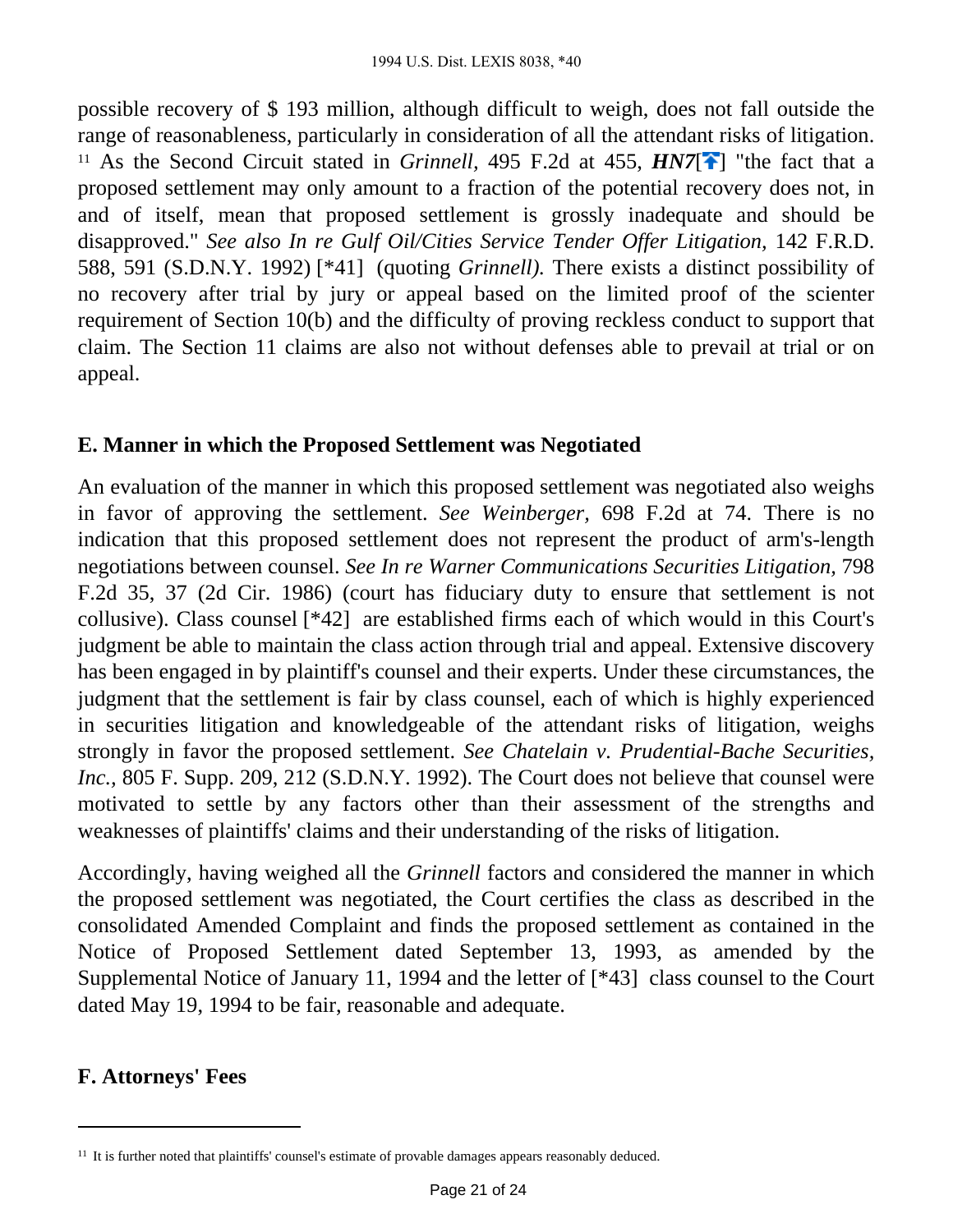possible recovery of $ 193 million, although difficult to weigh, does not fall outside the range of reasonableness, particularly in consideration of all the attendant risks of litigation. [11] As the Second Circuit stated in *Grinnell*, 495 F.2d at 455, ***HN7***[] "the fact that a proposed settlement may only amount to a fraction of the potential recovery does not, in and of itself, mean that proposed settlement is grossly inadequate and should be disapproved." *See also In re Gulf Oil/Cities Service Tender Offer Litigation*, 142 F.R.D. 588, 591 (S.D.N.Y. 1992) [*41] (quoting *Grinnell).* There exists a distinct possibility of no recovery after trial by jury or appeal based on the limited proof of the scienter requirement of Section 10(b) and the difficulty of proving reckless conduct to support that claim. The Section 11 claims are also not without defenses able to prevail at trial or on appeal.

## E. Manner in which the Proposed Settlement was Negotiated

An evaluation of the manner in which this proposed settlement was negotiated also weighs in favor of approving the settlement. *See Weinberger*, 698 F.2d at 74. There is no indication that this proposed settlement does not represent the product of arm's-length negotiations between counsel. *See In re Warner Communications Securities Litigation*, 798 F.2d 35, 37 (2d Cir. 1986) (court has fiduciary duty to ensure that settlement is not collusive). Class counsel [*42] are established firms each of which would in this Court's judgment be able to maintain the class action through trial and appeal. Extensive discovery has been engaged in by plaintiff's counsel and their experts. Under these circumstances, the judgment that the settlement is fair by class counsel, each of which is highly experienced in securities litigation and knowledgeable of the attendant risks of litigation, weighs strongly in favor the proposed settlement. *See Chatelain v. Prudential-Bache Securities, Inc.*, 805 F. Supp. 209, 212 (S.D.N.Y. 1992). The Court does not believe that counsel were motivated to settle by any factors other than their assessment of the strengths and weaknesses of plaintiffs' claims and their understanding of the risks of litigation.

Accordingly, having weighed all the *Grinnell* factors and considered the manner in which the proposed settlement was negotiated, the Court certifies the class as described in the consolidated Amended Complaint and finds the proposed settlement as contained in the Notice of Proposed Settlement dated September 13, 1993, as amended by the Supplemental Notice of January 11, 1994 and the letter of [*43] class counsel to the Court dated May 19, 1994 to be fair, reasonable and adequate.

## F. Attorneys' Fees

---

[11] It is further noted that plaintiffs' counsel's estimate of provable damages appears reasonably deduced.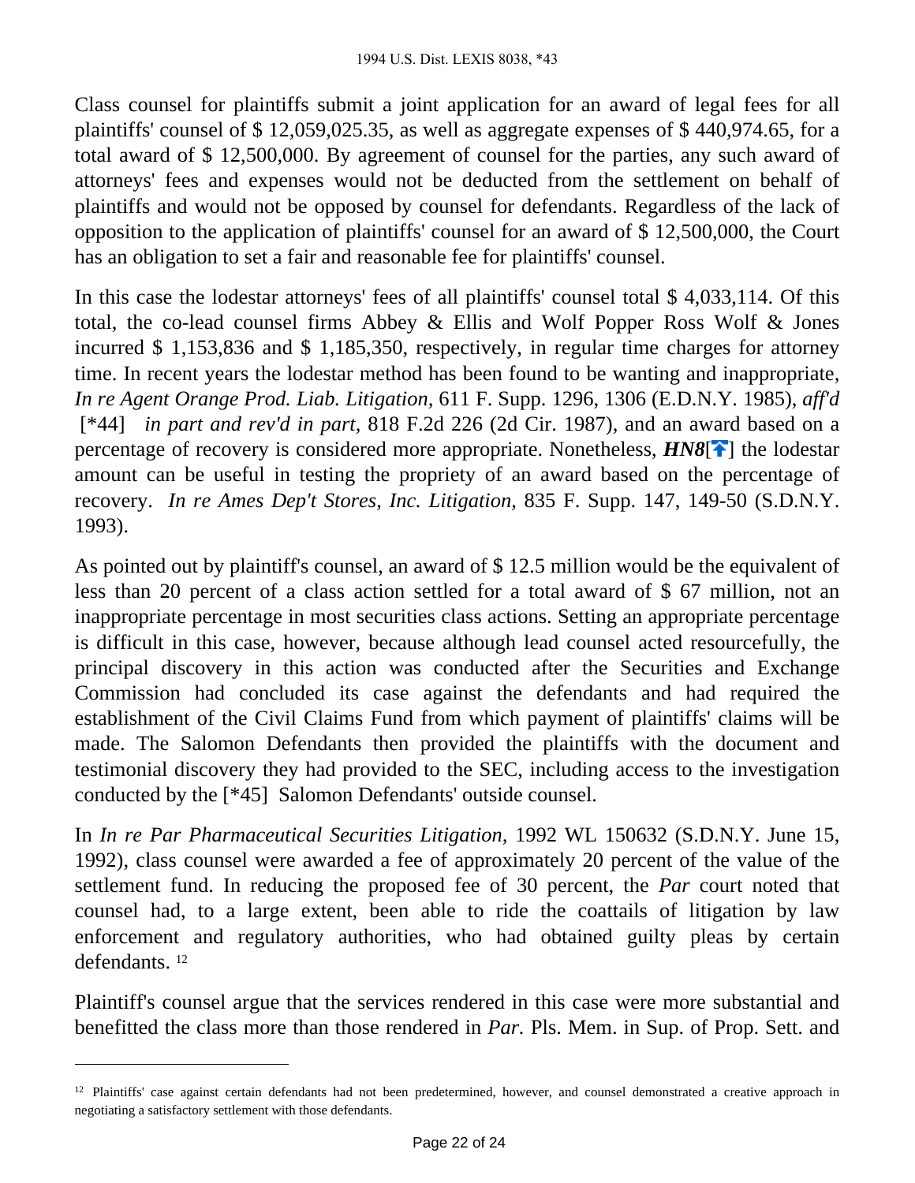Class counsel for plaintiffs submit a joint application for an award of legal fees for all plaintiffs' counsel of $ 12,059,025.35, as well as aggregate expenses of $ 440,974.65, for a total award of $ 12,500,000. By agreement of counsel for the parties, any such award of attorneys' fees and expenses would not be deducted from the settlement on behalf of plaintiffs and would not be opposed by counsel for defendants. Regardless of the lack of opposition to the application of plaintiffs' counsel for an award of $ 12,500,000, the Court has an obligation to set a fair and reasonable fee for plaintiffs' counsel.

In this case the lodestar attorneys' fees of all plaintiffs' counsel total $ 4,033,114. Of this total, the co-lead counsel firms Abbey & Ellis and Wolf Popper Ross Wolf & Jones incurred $ 1,153,836 and $ 1,185,350, respectively, in regular time charges for attorney time. In recent years the lodestar method has been found to be wanting and inappropriate, *In re Agent Orange Prod. Liab. Litigation,* 611 F. Supp. 1296, 1306 (E.D.N.Y. 1985), *aff'd* [*44] *in part and rev'd in part,* 818 F.2d 226 (2d Cir. 1987), and an award based on a percentage of recovery is considered more appropriate. Nonetheless, ***HN8***[] the lodestar amount can be useful in testing the propriety of an award based on the percentage of recovery. *In re Ames Dep't Stores, Inc. Litigation,* 835 F. Supp. 147, 149-50 (S.D.N.Y. 1993).

As pointed out by plaintiff's counsel, an award of $ 12.5 million would be the equivalent of less than 20 percent of a class action settled for a total award of $ 67 million, not an inappropriate percentage in most securities class actions. Setting an appropriate percentage is difficult in this case, however, because although lead counsel acted resourcefully, the principal discovery in this action was conducted after the Securities and Exchange Commission had concluded its case against the defendants and had required the establishment of the Civil Claims Fund from which payment of plaintiffs' claims will be made. The Salomon Defendants then provided the plaintiffs with the document and testimonial discovery they had provided to the SEC, including access to the investigation conducted by the [*45] Salomon Defendants' outside counsel.

In *In re Par Pharmaceutical Securities Litigation,* 1992 WL 150632 (S.D.N.Y. June 15, 1992), class counsel were awarded a fee of approximately 20 percent of the value of the settlement fund. In reducing the proposed fee of 30 percent, the *Par* court noted that counsel had, to a large extent, been able to ride the coattails of litigation by law enforcement and regulatory authorities, who had obtained guilty pleas by certain defendants. [12]

Plaintiff's counsel argue that the services rendered in this case were more substantial and benefitted the class more than those rendered in *Par.* Pls. Mem. in Sup. of Prop. Sett. and

---

[12] Plaintiffs' case against certain defendants had not been predetermined, however, and counsel demonstrated a creative approach in negotiating a satisfactory settlement with those defendants.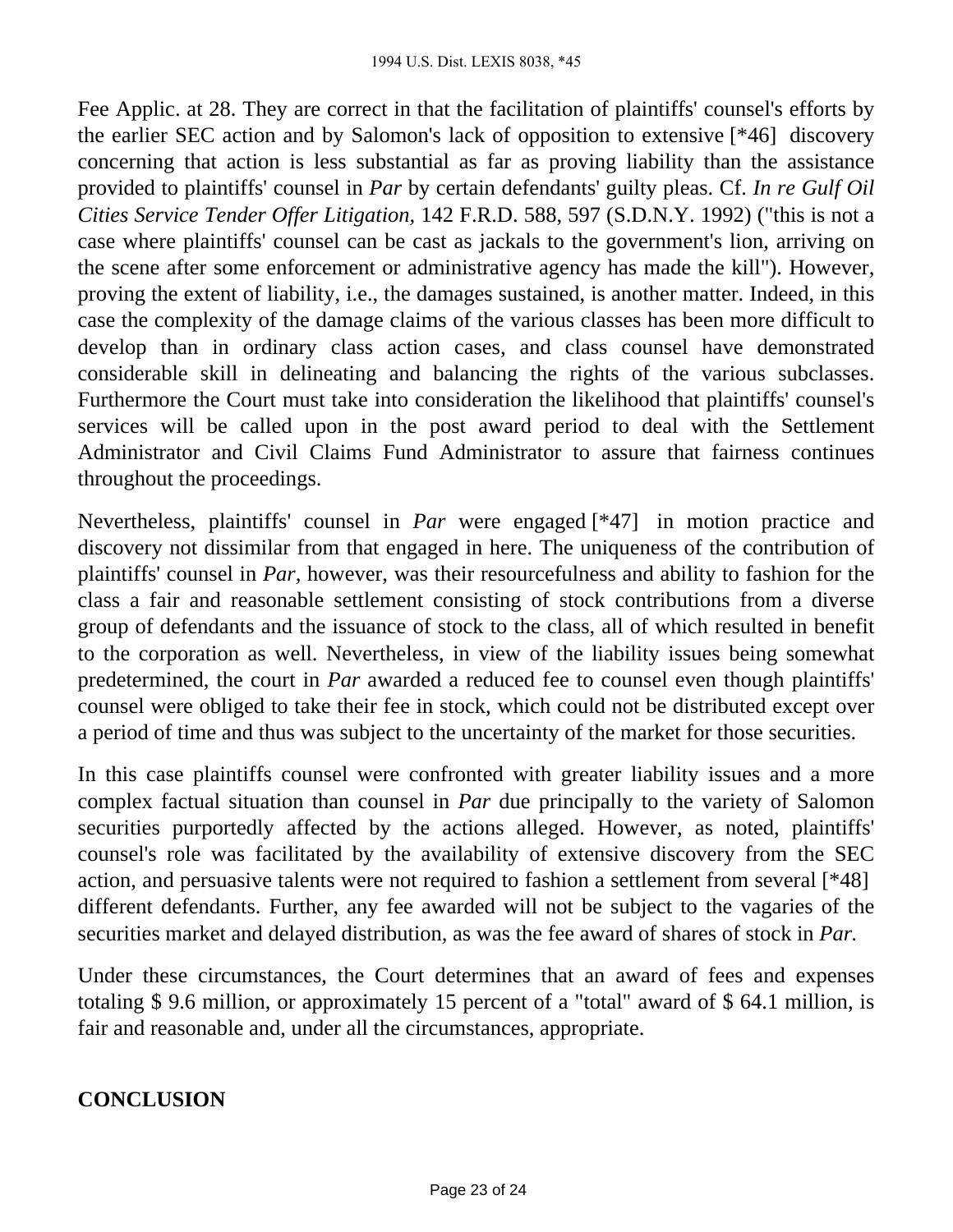Fee Applic. at 28. They are correct in that the facilitation of plaintiffs' counsel's efforts by the earlier SEC action and by Salomon's lack of opposition to extensive [*46] discovery concerning that action is less substantial as far as proving liability than the assistance provided to plaintiffs' counsel in *Par* by certain defendants' guilty pleas. Cf. *In re Gulf Oil Cities Service Tender Offer Litigation,* 142 F.R.D. 588, 597 (S.D.N.Y. 1992) ("this is not a case where plaintiffs' counsel can be cast as jackals to the government's lion, arriving on the scene after some enforcement or administrative agency has made the kill"). However, proving the extent of liability, i.e., the damages sustained, is another matter. Indeed, in this case the complexity of the damage claims of the various classes has been more difficult to develop than in ordinary class action cases, and class counsel have demonstrated considerable skill in delineating and balancing the rights of the various subclasses. Furthermore the Court must take into consideration the likelihood that plaintiffs' counsel's services will be called upon in the post award period to deal with the Settlement Administrator and Civil Claims Fund Administrator to assure that fairness continues throughout the proceedings.

Nevertheless, plaintiffs' counsel in *Par* were engaged [*47] in motion practice and discovery not dissimilar from that engaged in here. The uniqueness of the contribution of plaintiffs' counsel in *Par,* however, was their resourcefulness and ability to fashion for the class a fair and reasonable settlement consisting of stock contributions from a diverse group of defendants and the issuance of stock to the class, all of which resulted in benefit to the corporation as well. Nevertheless, in view of the liability issues being somewhat predetermined, the court in *Par* awarded a reduced fee to counsel even though plaintiffs' counsel were obliged to take their fee in stock, which could not be distributed except over a period of time and thus was subject to the uncertainty of the market for those securities.

In this case plaintiffs counsel were confronted with greater liability issues and a more complex factual situation than counsel in *Par* due principally to the variety of Salomon securities purportedly affected by the actions alleged. However, as noted, plaintiffs' counsel's role was facilitated by the availability of extensive discovery from the SEC action, and persuasive talents were not required to fashion a settlement from several [*48] different defendants. Further, any fee awarded will not be subject to the vagaries of the securities market and delayed distribution, as was the fee award of shares of stock in *Par.*

Under these circumstances, the Court determines that an award of fees and expenses totaling $ 9.6 million, or approximately 15 percent of a "total" award of $ 64.1 million, is fair and reasonable and, under all the circumstances, appropriate.

## CONCLUSION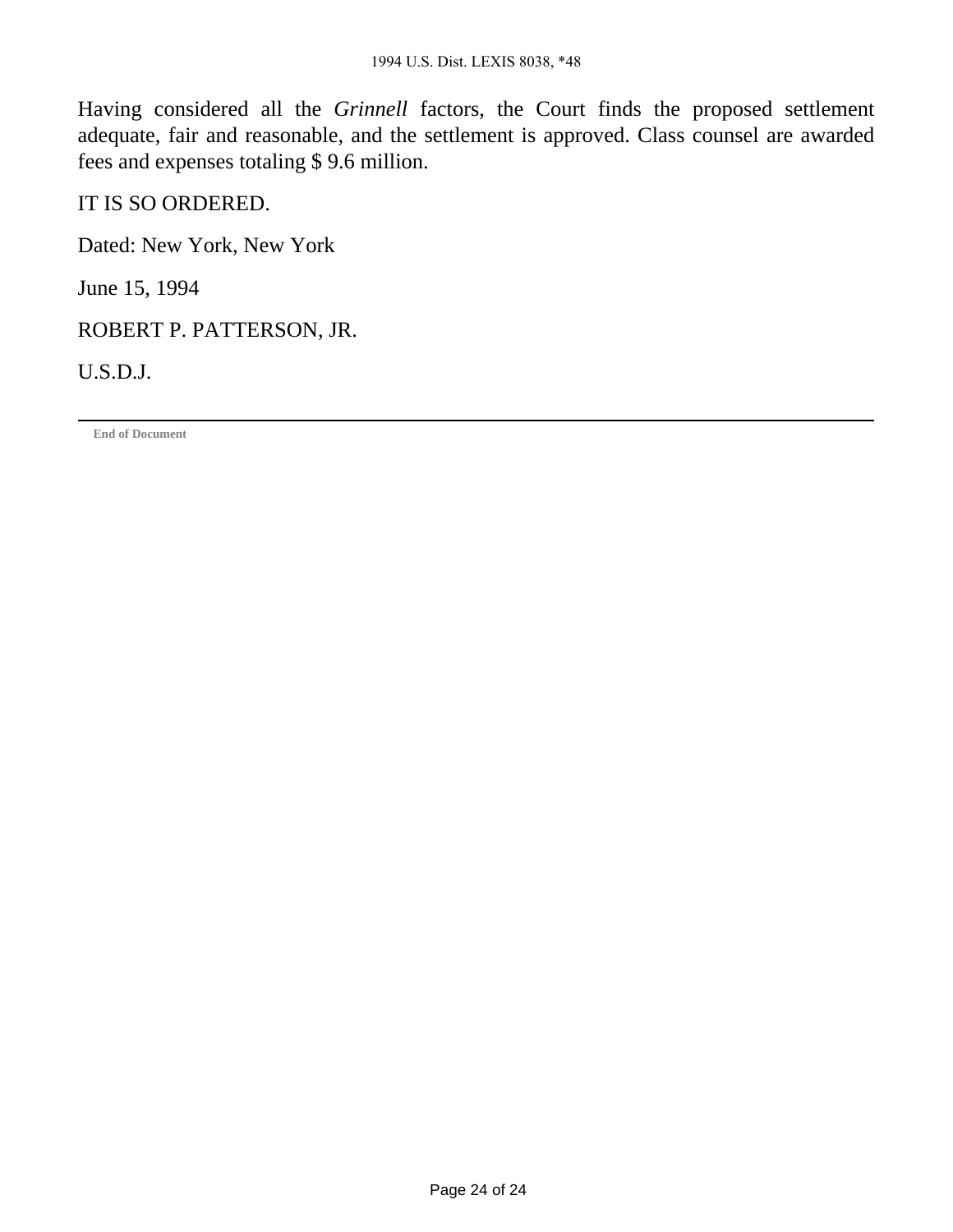Having considered all the *Grinnell* factors, the Court finds the proposed settlement adequate, fair and reasonable, and the settlement is approved. Class counsel are awarded fees and expenses totaling $ 9.6 million.

IT IS SO ORDERED.

Dated: New York, New York

June 15, 1994

ROBERT P. PATTERSON, JR.

U.S.D.J.

---

**End of Document**